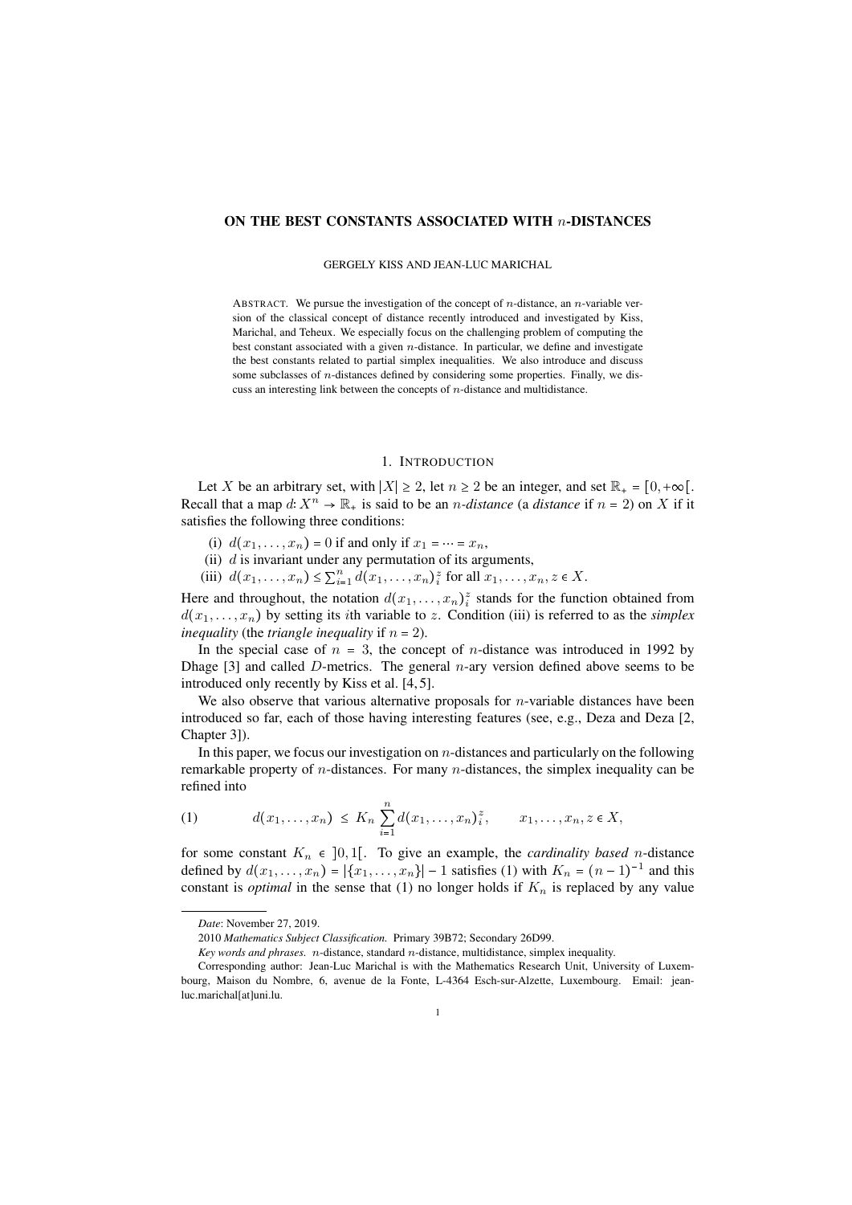# ON THE BEST CONSTANTS ASSOCIATED WITH $n$-DISTANCES

GERGELY KISS AND JEAN-LUC MARICHAL

ABSTRACT. We pursue the investigation of the concept of $n$-distance, an $n$-variable version of the classical concept of distance recently introduced and investigated by Kiss, Marichal, and Teheux. We especially focus on the challenging problem of computing the best constant associated with a given $n$-distance. In particular, we define and investigate the best constants related to partial simplex inequalities. We also introduce and discuss some subclasses of $n$-distances defined by considering some properties. Finally, we discuss an interesting link between the concepts of $n$-distance and multidistance.

## 1. INTRODUCTION

Let $X$ be an arbitrary set, with $|X| \geq 2$, let $n \geq 2$ be an integer, and set $\mathbb{R}_+ = [0, +\infty[$. Recall that a map $d\colon X^n \to \mathbb{R}_+$ is said to be an *$n$-distance* (a *distance* if $n = 2$) on $X$ if it satisfies the following three conditions:

(i) $d(x_1, \ldots, x_n) = 0$ if and only if $x_1 = \cdots = x_n$,
(ii) $d$ is invariant under any permutation of its arguments,
(iii) $d(x_1, \ldots, x_n) \leq \sum_{i=1}^{n} d(x_1, \ldots, x_n)_i^z$ for all $x_1, \ldots, x_n, z \in X$.

Here and throughout, the notation $d(x_1, \ldots, x_n)_i^z$ stands for the function obtained from $d(x_1, \ldots, x_n)$ by setting its $i$th variable to $z$. Condition (iii) is referred to as the *simplex inequality* (the *triangle inequality* if $n = 2$).

In the special case of $n = 3$, the concept of $n$-distance was introduced in 1992 by Dhage [3] and called $D$-metrics. The general $n$-ary version defined above seems to be introduced only recently by Kiss et al. [4, 5].

We also observe that various alternative proposals for $n$-variable distances have been introduced so far, each of those having interesting features (see, e.g., Deza and Deza [2, Chapter 3]).

In this paper, we focus our investigation on $n$-distances and particularly on the following remarkable property of $n$-distances. For many $n$-distances, the simplex inequality can be refined into

$$d(x_1, \ldots, x_n) \leq K_n \sum_{i=1}^{n} d(x_1, \ldots, x_n)_i^z, \qquad x_1, \ldots, x_n, z \in X, \tag{1}$$

for some constant $K_n \in ]0, 1[$. To give an example, the *cardinality based* $n$-distance defined by $d(x_1, \ldots, x_n) = |\{x_1, \ldots, x_n\}| - 1$ satisfies (1) with $K_n = (n-1)^{-1}$ and this constant is *optimal* in the sense that (1) no longer holds if $K_n$ is replaced by any value

---

*Date*: November 27, 2019.

2010 *Mathematics Subject Classification.* Primary 39B72; Secondary 26D99.

*Key words and phrases.* $n$-distance, standard $n$-distance, multidistance, simplex inequality.

Corresponding author: Jean-Luc Marichal is with the Mathematics Research Unit, University of Luxembourg, Maison du Nombre, 6, avenue de la Fonte, L-4364 Esch-sur-Alzette, Luxembourg. Email: jean-luc.marichal[at]uni.lu.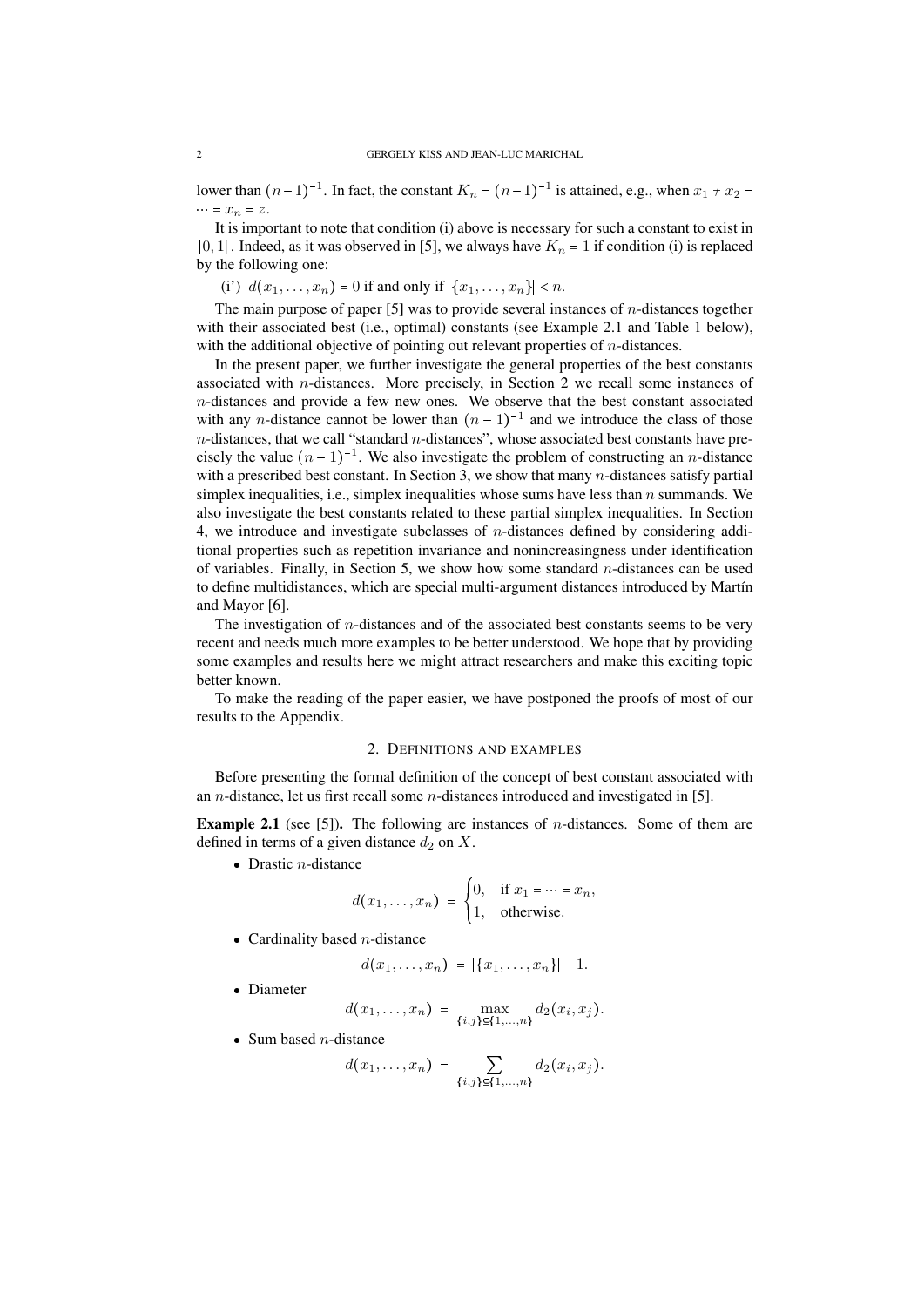lower than $(n-1)^{-1}$. In fact, the constant $K_n = (n-1)^{-1}$ is attained, e.g., when $x_1 \neq x_2 = \cdots = x_n = z$.

It is important to note that condition (i) above is necessary for such a constant to exist in $]0,1[$. Indeed, as it was observed in [5], we always have $K_n = 1$ if condition (i) is replaced by the following one:

(i') $d(x_1,\ldots,x_n) = 0$ if and only if $|\{x_1,\ldots,x_n\}| < n$.

The main purpose of paper [5] was to provide several instances of $n$-distances together with their associated best (i.e., optimal) constants (see Example 2.1 and Table 1 below), with the additional objective of pointing out relevant properties of $n$-distances.

In the present paper, we further investigate the general properties of the best constants associated with $n$-distances. More precisely, in Section 2 we recall some instances of $n$-distances and provide a few new ones. We observe that the best constant associated with any $n$-distance cannot be lower than $(n-1)^{-1}$ and we introduce the class of those $n$-distances, that we call "standard $n$-distances", whose associated best constants have precisely the value $(n-1)^{-1}$. We also investigate the problem of constructing an $n$-distance with a prescribed best constant. In Section 3, we show that many $n$-distances satisfy partial simplex inequalities, i.e., simplex inequalities whose sums have less than $n$ summands. We also investigate the best constants related to these partial simplex inequalities. In Section 4, we introduce and investigate subclasses of $n$-distances defined by considering additional properties such as repetition invariance and nonincreasingness under identification of variables. Finally, in Section 5, we show how some standard $n$-distances can be used to define multidistances, which are special multi-argument distances introduced by Martín and Mayor [6].

The investigation of $n$-distances and of the associated best constants seems to be very recent and needs much more examples to be better understood. We hope that by providing some examples and results here we might attract researchers and make this exciting topic better known.

To make the reading of the paper easier, we have postponed the proofs of most of our results to the Appendix.

## 2. Definitions and examples

Before presenting the formal definition of the concept of best constant associated with an $n$-distance, let us first recall some $n$-distances introduced and investigated in [5].

**Example 2.1** (see [5]). The following are instances of $n$-distances. Some of them are defined in terms of a given distance $d_2$ on $X$.

- Drastic $n$-distance

$$d(x_1,\ldots,x_n) = \begin{cases} 0, & \text{if } x_1 = \cdots = x_n, \\ 1, & \text{otherwise.} \end{cases}$$

- Cardinality based $n$-distance

$$d(x_1,\ldots,x_n) = |\{x_1,\ldots,x_n\}| - 1.$$

- Diameter

$$d(x_1,\ldots,x_n) = \max_{\{i,j\}\subseteq\{1,\ldots,n\}} d_2(x_i,x_j).$$

- Sum based $n$-distance

$$d(x_1,\ldots,x_n) = \sum_{\{i,j\}\subseteq\{1,\ldots,n\}} d_2(x_i,x_j).$$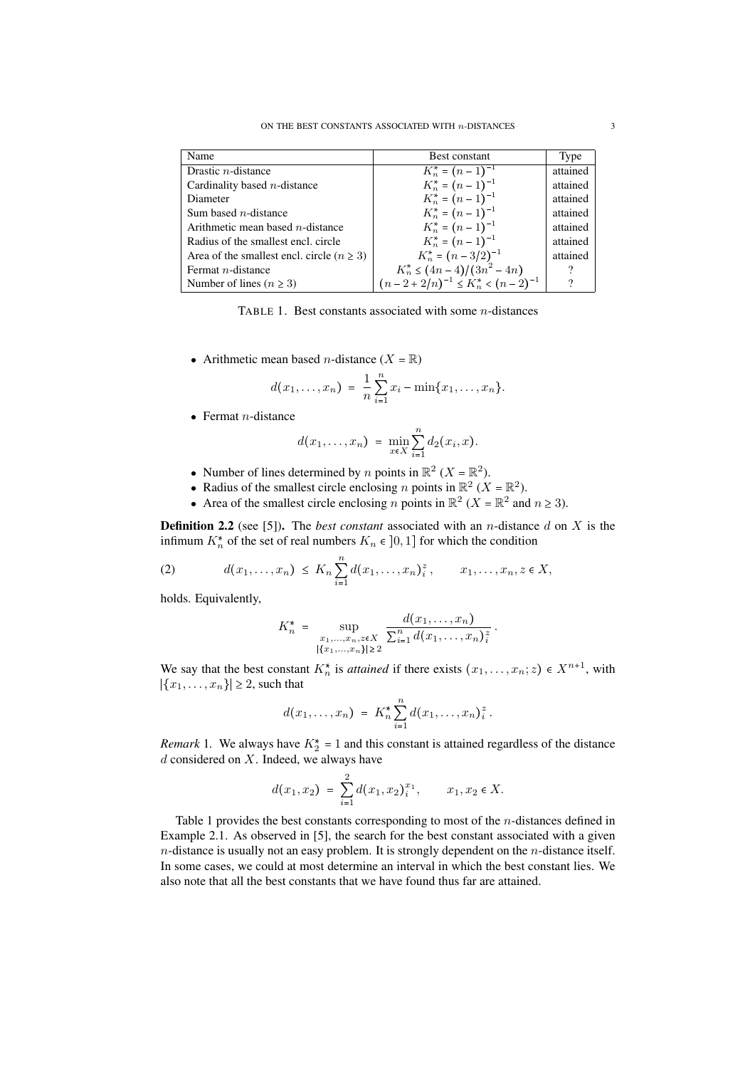| Name | Best constant | Type |
|---|---|---|
| Drastic $n$-distance | $K_n^* = (n-1)^{-1}$ | attained |
| Cardinality based $n$-distance | $K_n^* = (n-1)^{-1}$ | attained |
| Diameter | $K_n^* = (n-1)^{-1}$ | attained |
| Sum based $n$-distance | $K_n^* = (n-1)^{-1}$ | attained |
| Arithmetic mean based $n$-distance | $K_n^* = (n-1)^{-1}$ | attained |
| Radius of the smallest encl. circle | $K_n^* = (n-1)^{-1}$ | attained |
| Area of the smallest encl. circle ($n \geq 3$) | $K_n^* = (n-3/2)^{-1}$ | attained |
| Fermat $n$-distance | $K_n^* \leq (4n-4)/(3n^2-4n)$ | ? |
| Number of lines ($n \geq 3$) | $(n-2+2/n)^{-1} \leq K_n^* < (n-2)^{-1}$ | ? |

TABLE 1. Best constants associated with some $n$-distances

- Arithmetic mean based $n$-distance ($X = \mathbb{R}$)

$$d(x_1, \ldots, x_n) = \frac{1}{n}\sum_{i=1}^{n} x_i - \min\{x_1, \ldots, x_n\}.$$

- Fermat $n$-distance

$$d(x_1, \ldots, x_n) = \min_{x \in X} \sum_{i=1}^{n} d_2(x_i, x).$$

- Number of lines determined by $n$ points in $\mathbb{R}^2$ ($X = \mathbb{R}^2$).
- Radius of the smallest circle enclosing $n$ points in $\mathbb{R}^2$ ($X = \mathbb{R}^2$).
- Area of the smallest circle enclosing $n$ points in $\mathbb{R}^2$ ($X = \mathbb{R}^2$ and $n \geq 3$).

**Definition 2.2** (see [5]). The *best constant* associated with an $n$-distance $d$ on $X$ is the infimum $K_n^*$ of the set of real numbers $K_n \in ]0, 1]$ for which the condition

$$d(x_1, \ldots, x_n) \leq K_n \sum_{i=1}^{n} d(x_1, \ldots, x_n)_i^z, \qquad x_1, \ldots, x_n, z \in X, \tag{2}$$

holds. Equivalently,

$$K_n^* = \sup_{\substack{x_1, \ldots, x_n, z \in X \\ |\{x_1, \ldots, x_n\}| \geq 2}} \frac{d(x_1, \ldots, x_n)}{\sum_{i=1}^{n} d(x_1, \ldots, x_n)_i^z}.$$

We say that the best constant $K_n^*$ is *attained* if there exists $(x_1, \ldots, x_n; z) \in X^{n+1}$, with $|\{x_1, \ldots, x_n\}| \geq 2$, such that

$$d(x_1, \ldots, x_n) = K_n^* \sum_{i=1}^{n} d(x_1, \ldots, x_n)_i^z.$$

*Remark* 1. We always have $K_2^* = 1$ and this constant is attained regardless of the distance $d$ considered on $X$. Indeed, we always have

$$d(x_1, x_2) = \sum_{i=1}^{2} d(x_1, x_2)_i^{x_1}, \qquad x_1, x_2 \in X.$$

Table 1 provides the best constants corresponding to most of the $n$-distances defined in Example 2.1. As observed in [5], the search for the best constant associated with a given $n$-distance is usually not an easy problem. It is strongly dependent on the $n$-distance itself. In some cases, we could at most determine an interval in which the best constant lies. We also note that all the best constants that we have found thus far are attained.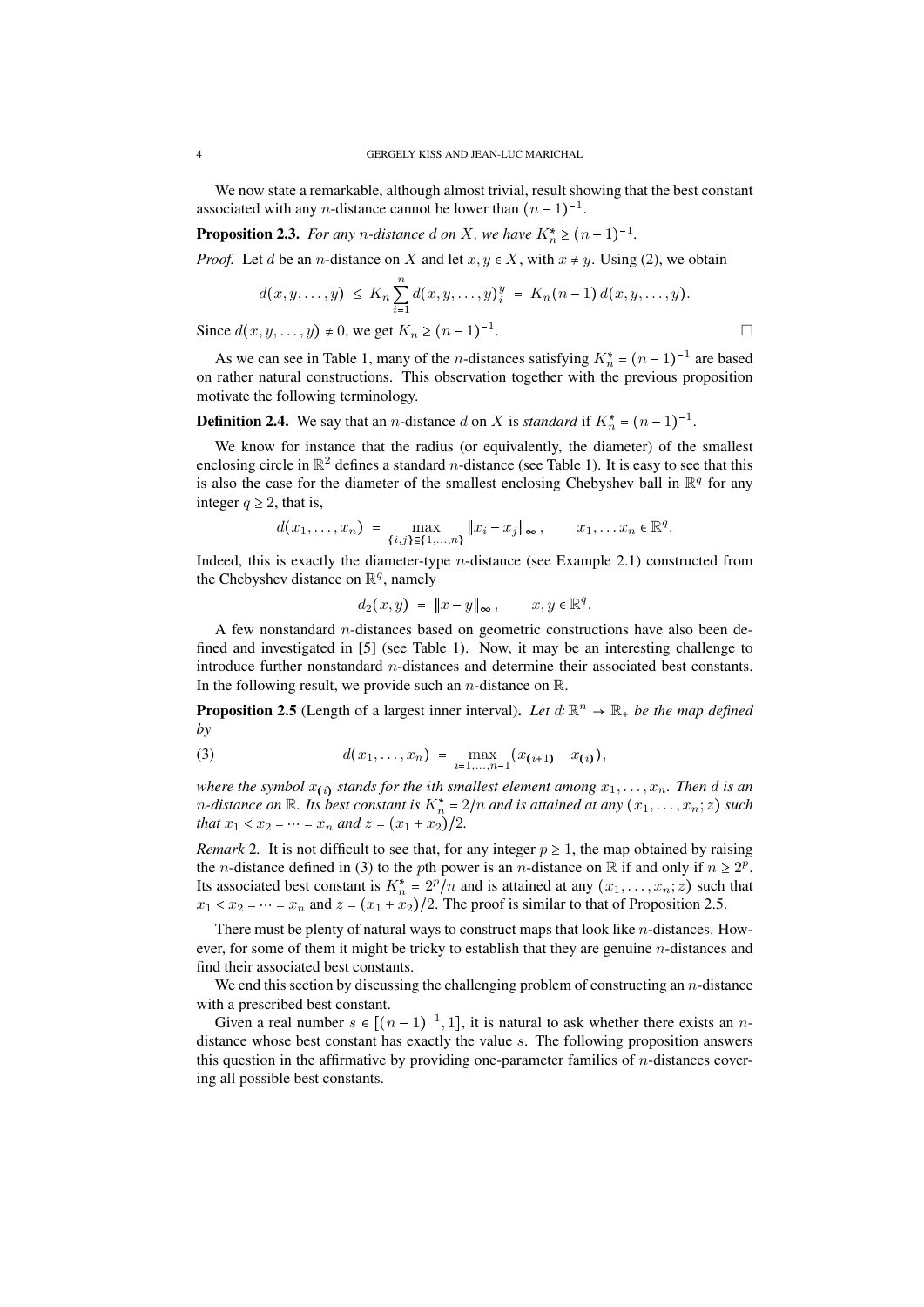We now state a remarkable, although almost trivial, result showing that the best constant associated with any $n$-distance cannot be lower than $(n-1)^{-1}$.

**Proposition 2.3.** *For any $n$-distance $d$ on $X$, we have $K_n^* \geq (n-1)^{-1}$.*

*Proof.* Let $d$ be an $n$-distance on $X$ and let $x, y \in X$, with $x \neq y$. Using (2), we obtain

$$d(x, y, \ldots, y) \;\leq\; K_n \sum_{i=1}^{n} d(x, y, \ldots, y)_i^y \;=\; K_n(n-1)\, d(x, y, \ldots, y).$$

Since $d(x, y, \ldots, y) \neq 0$, we get $K_n \geq (n-1)^{-1}$. □

As we can see in Table 1, many of the $n$-distances satisfying $K_n^* = (n-1)^{-1}$ are based on rather natural constructions. This observation together with the previous proposition motivate the following terminology.

**Definition 2.4.** We say that an $n$-distance $d$ on $X$ is *standard* if $K_n^* = (n-1)^{-1}$.

We know for instance that the radius (or equivalently, the diameter) of the smallest enclosing circle in $\mathbb{R}^2$ defines a standard $n$-distance (see Table 1). It is easy to see that this is also the case for the diameter of the smallest enclosing Chebyshev ball in $\mathbb{R}^q$ for any integer $q \geq 2$, that is,

$$d(x_1, \ldots, x_n) \;=\; \max_{\{i,j\} \subseteq \{1,\ldots,n\}} \|x_i - x_j\|_\infty\,, \qquad x_1, \ldots x_n \in \mathbb{R}^q.$$

Indeed, this is exactly the diameter-type $n$-distance (see Example 2.1) constructed from the Chebyshev distance on $\mathbb{R}^q$, namely

$$d_2(x, y) \;=\; \|x - y\|_\infty\,, \qquad x, y \in \mathbb{R}^q.$$

A few nonstandard $n$-distances based on geometric constructions have also been defined and investigated in [5] (see Table 1). Now, it may be an interesting challenge to introduce further nonstandard $n$-distances and determine their associated best constants. In the following result, we provide such an $n$-distance on $\mathbb{R}$.

**Proposition 2.5** (Length of a largest inner interval)**.** *Let $d\colon \mathbb{R}^n \to \mathbb{R}_+$ be the map defined by*

$$d(x_1, \ldots, x_n) \;=\; \max_{i=1,\ldots,n-1} (x_{(i+1)} - x_{(i)}), \tag{3}$$

*where the symbol $x_{(i)}$ stands for the $i$th smallest element among $x_1, \ldots, x_n$. Then $d$ is an $n$-distance on $\mathbb{R}$. Its best constant is $K_n^* = 2/n$ and is attained at any $(x_1, \ldots, x_n; z)$ such that $x_1 < x_2 = \cdots = x_n$ and $z = (x_1 + x_2)/2$.*

*Remark* 2. It is not difficult to see that, for any integer $p \geq 1$, the map obtained by raising the $n$-distance defined in (3) to the $p$th power is an $n$-distance on $\mathbb{R}$ if and only if $n \geq 2^p$. Its associated best constant is $K_n^* = 2^p/n$ and is attained at any $(x_1, \ldots, x_n; z)$ such that $x_1 < x_2 = \cdots = x_n$ and $z = (x_1 + x_2)/2$. The proof is similar to that of Proposition 2.5.

There must be plenty of natural ways to construct maps that look like $n$-distances. However, for some of them it might be tricky to establish that they are genuine $n$-distances and find their associated best constants.

We end this section by discussing the challenging problem of constructing an $n$-distance with a prescribed best constant.

Given a real number $s \in [(n-1)^{-1}, 1]$, it is natural to ask whether there exists an $n$-distance whose best constant has exactly the value $s$. The following proposition answers this question in the affirmative by providing one-parameter families of $n$-distances covering all possible best constants.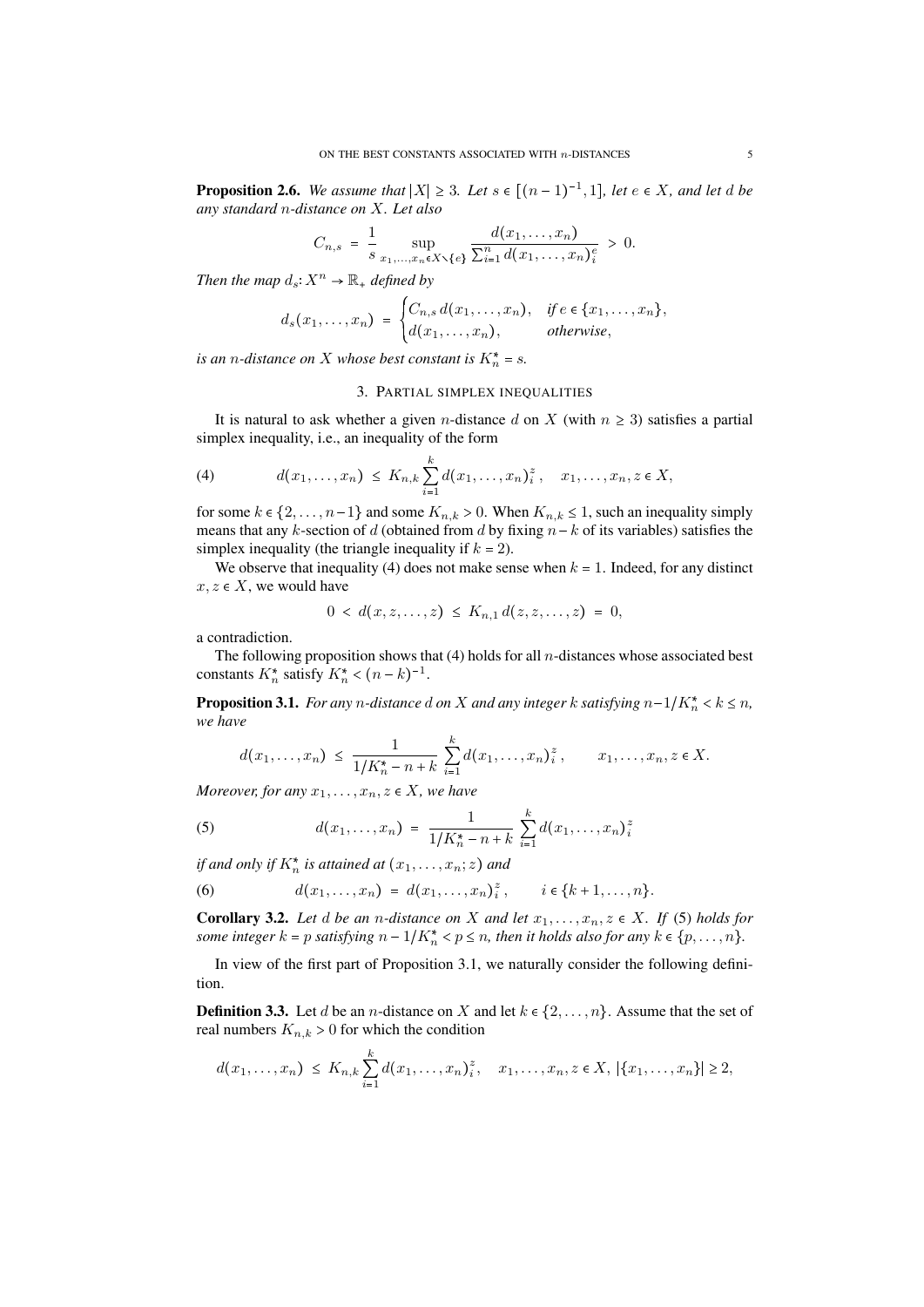**Proposition 2.6.** *We assume that $|X| \geq 3$. Let $s \in [(n-1)^{-1}, 1]$, let $e \in X$, and let $d$ be any standard $n$-distance on $X$. Let also*

$$C_{n,s} \;=\; \frac{1}{s} \sup_{x_1,\ldots,x_n \in X \setminus \{e\}} \frac{d(x_1,\ldots,x_n)}{\sum_{i=1}^n d(x_1,\ldots,x_n)_i^e} \;>\; 0.$$

*Then the map $d_s \colon X^n \to \mathbb{R}_+$ defined by*

$$d_s(x_1,\ldots,x_n) \;=\; \begin{cases} C_{n,s}\, d(x_1,\ldots,x_n), & \text{if } e \in \{x_1,\ldots,x_n\}, \\ d(x_1,\ldots,x_n), & \text{otherwise}, \end{cases}$$

*is an $n$-distance on $X$ whose best constant is $K_n^* = s$.*

## 3. Partial simplex inequalities

It is natural to ask whether a given $n$-distance $d$ on $X$ (with $n \geq 3$) satisfies a partial simplex inequality, i.e., an inequality of the form

$$d(x_1,\ldots,x_n) \;\leq\; K_{n,k} \sum_{i=1}^k d(x_1,\ldots,x_n)_i^z\,, \quad x_1,\ldots,x_n,z \in X, \tag{4}$$

for some $k \in \{2,\ldots,n-1\}$ and some $K_{n,k} > 0$. When $K_{n,k} \leq 1$, such an inequality simply means that any $k$-section of $d$ (obtained from $d$ by fixing $n-k$ of its variables) satisfies the simplex inequality (the triangle inequality if $k = 2$).

We observe that inequality (4) does not make sense when $k = 1$. Indeed, for any distinct $x, z \in X$, we would have

$$0 \;<\; d(x,z,\ldots,z) \;\leq\; K_{n,1}\, d(z,z,\ldots,z) \;=\; 0,$$

a contradiction.

The following proposition shows that (4) holds for all $n$-distances whose associated best constants $K_n^*$ satisfy $K_n^* < (n-k)^{-1}$.

**Proposition 3.1.** *For any $n$-distance $d$ on $X$ and any integer $k$ satisfying $n - 1/K_n^* < k \leq n$, we have*

$$d(x_1,\ldots,x_n) \;\leq\; \frac{1}{1/K_n^* - n + k} \sum_{i=1}^k d(x_1,\ldots,x_n)_i^z\,, \qquad x_1,\ldots,x_n,z \in X.$$

*Moreover, for any $x_1,\ldots,x_n,z \in X$, we have*

$$d(x_1,\ldots,x_n) \;=\; \frac{1}{1/K_n^* - n + k} \sum_{i=1}^k d(x_1,\ldots,x_n)_i^z \tag{5}$$

*if and only if $K_n^*$ is attained at $(x_1,\ldots,x_n;z)$ and*

$$d(x_1,\ldots,x_n) \;=\; d(x_1,\ldots,x_n)_i^z\,, \qquad i \in \{k+1,\ldots,n\}. \tag{6}$$

**Corollary 3.2.** *Let $d$ be an $n$-distance on $X$ and let $x_1,\ldots,x_n,z \in X$. If (5) holds for some integer $k = p$ satisfying $n - 1/K_n^* < p \leq n$, then it holds also for any $k \in \{p,\ldots,n\}$.*

In view of the first part of Proposition 3.1, we naturally consider the following definition.

**Definition 3.3.** Let $d$ be an $n$-distance on $X$ and let $k \in \{2,\ldots,n\}$. Assume that the set of real numbers $K_{n,k} > 0$ for which the condition

$$d(x_1,\ldots,x_n) \;\leq\; K_{n,k} \sum_{i=1}^k d(x_1,\ldots,x_n)_i^z, \quad x_1,\ldots,x_n,z \in X,\; |\{x_1,\ldots,x_n\}| \geq 2,$$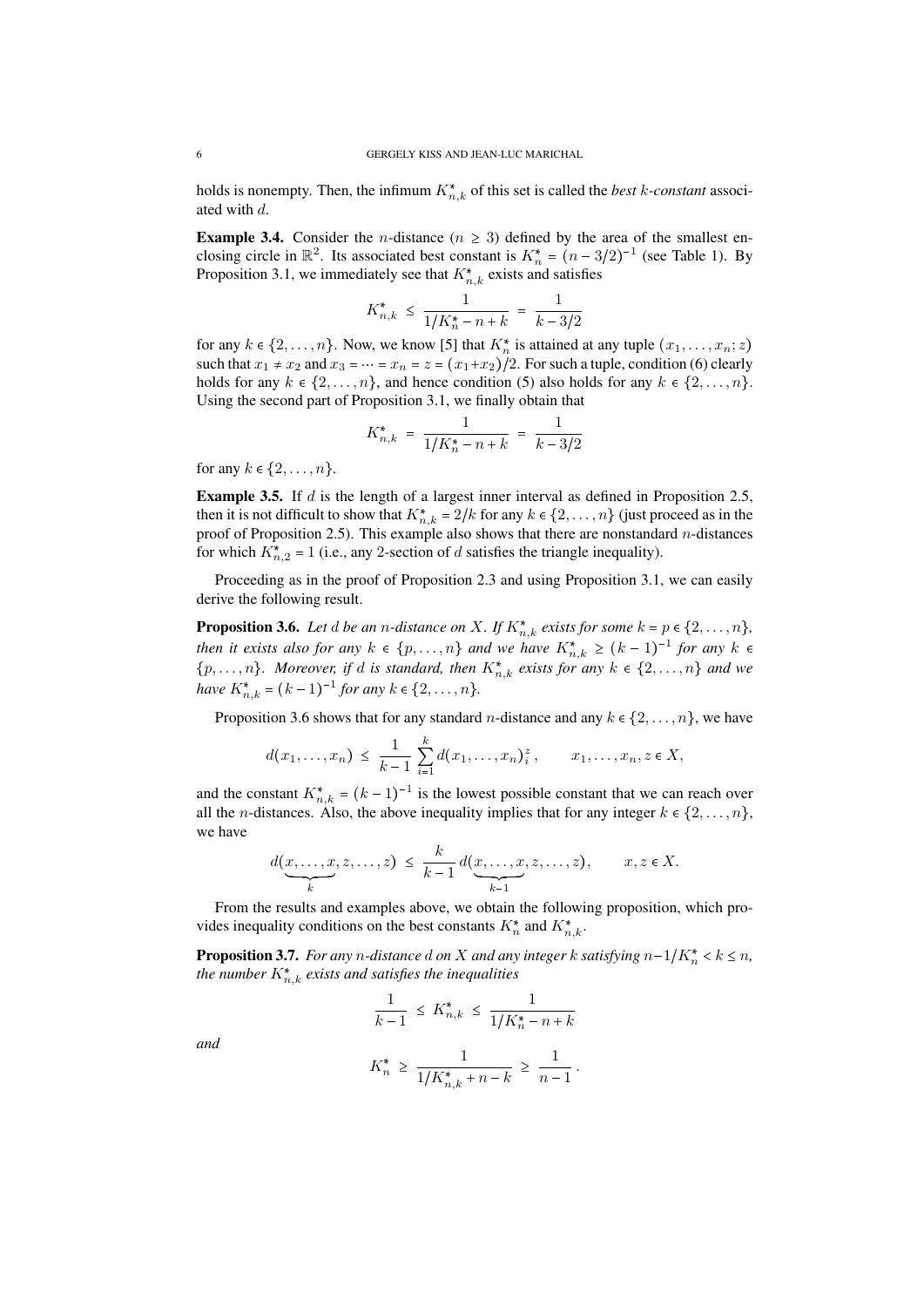holds is nonempty. Then, the infimum $K^*_{n,k}$ of this set is called the *best $k$-constant* associated with $d$.

**Example 3.4.** Consider the $n$-distance ($n \geq 3$) defined by the area of the smallest enclosing circle in $\mathbb{R}^2$. Its associated best constant is $K^*_n = (n - 3/2)^{-1}$ (see Table 1). By Proposition 3.1, we immediately see that $K^*_{n,k}$ exists and satisfies

$$K^*_{n,k} \leq \frac{1}{1/K^*_n - n + k} = \frac{1}{k - 3/2}$$

for any $k \in \{2, \ldots, n\}$. Now, we know [5] that $K^*_n$ is attained at any tuple $(x_1, \ldots, x_n; z)$ such that $x_1 \neq x_2$ and $x_3 = \cdots = x_n = z = (x_1+x_2)/2$. For such a tuple, condition (6) clearly holds for any $k \in \{2, \ldots, n\}$, and hence condition (5) also holds for any $k \in \{2, \ldots, n\}$. Using the second part of Proposition 3.1, we finally obtain that

$$K^*_{n,k} = \frac{1}{1/K^*_n - n + k} = \frac{1}{k - 3/2}$$

for any $k \in \{2, \ldots, n\}$.

**Example 3.5.** If $d$ is the length of a largest inner interval as defined in Proposition 2.5, then it is not difficult to show that $K^*_{n,k} = 2/k$ for any $k \in \{2, \ldots, n\}$ (just proceed as in the proof of Proposition 2.5). This example also shows that there are nonstandard $n$-distances for which $K^*_{n,2} = 1$ (i.e., any 2-section of $d$ satisfies the triangle inequality).

Proceeding as in the proof of Proposition 2.3 and using Proposition 3.1, we can easily derive the following result.

**Proposition 3.6.** *Let $d$ be an $n$-distance on $X$. If $K^*_{n,k}$ exists for some $k = p \in \{2, \ldots, n\}$, then it exists also for any $k \in \{p, \ldots, n\}$ and we have $K^*_{n,k} \geq (k-1)^{-1}$ for any $k \in \{p, \ldots, n\}$. Moreover, if $d$ is standard, then $K^*_{n,k}$ exists for any $k \in \{2, \ldots, n\}$ and we have $K^*_{n,k} = (k-1)^{-1}$ for any $k \in \{2, \ldots, n\}$.*

Proposition 3.6 shows that for any standard $n$-distance and any $k \in \{2, \ldots, n\}$, we have

$$d(x_1, \ldots, x_n) \leq \frac{1}{k-1} \sum_{i=1}^{k} d(x_1, \ldots, x_n)^z_i, \qquad x_1, \ldots, x_n, z \in X,$$

and the constant $K^*_{n,k} = (k-1)^{-1}$ is the lowest possible constant that we can reach over all the $n$-distances. Also, the above inequality implies that for any integer $k \in \{2, \ldots, n\}$, we have

$$d(\underbrace{x, \ldots, x}_{k}, z, \ldots, z) \leq \frac{k}{k-1}\, d(\underbrace{x, \ldots, x}_{k-1}, z, \ldots, z), \qquad x, z \in X.$$

From the results and examples above, we obtain the following proposition, which provides inequality conditions on the best constants $K^*_n$ and $K^*_{n,k}$.

**Proposition 3.7.** *For any $n$-distance $d$ on $X$ and any integer $k$ satisfying $n - 1/K^*_n < k \leq n$, the number $K^*_{n,k}$ exists and satisfies the inequalities*

$$\frac{1}{k-1} \leq K^*_{n,k} \leq \frac{1}{1/K^*_n - n + k}$$

*and*

$$K^*_n \geq \frac{1}{1/K^*_{n,k} + n - k} \geq \frac{1}{n-1}\,.$$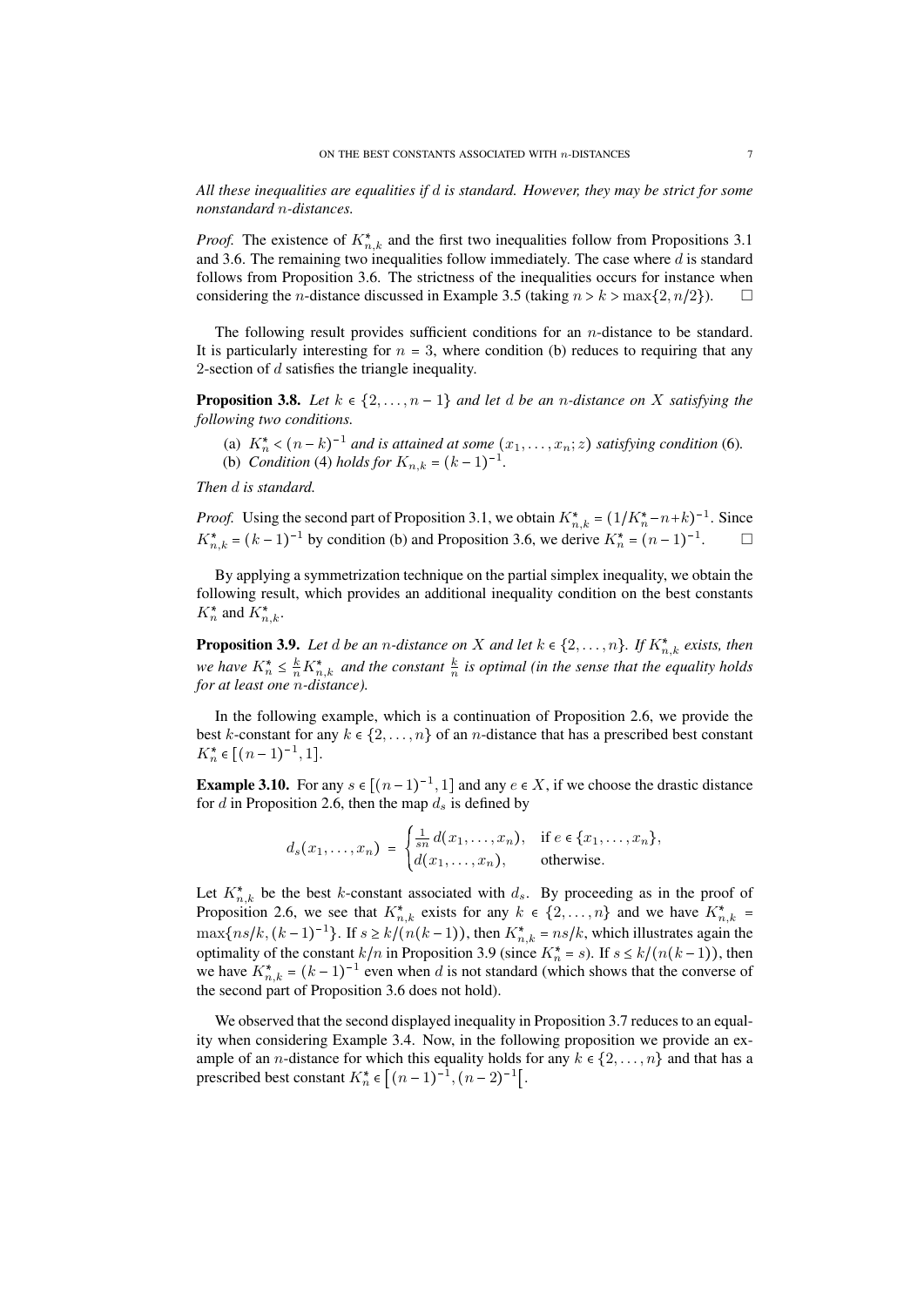*All these inequalities are equalities if $d$ is standard. However, they may be strict for some nonstandard $n$-distances.*

*Proof.* The existence of $K^*_{n,k}$ and the first two inequalities follow from Propositions 3.1 and 3.6. The remaining two inequalities follow immediately. The case where $d$ is standard follows from Proposition 3.6. The strictness of the inequalities occurs for instance when considering the $n$-distance discussed in Example 3.5 (taking $n > k > \max\{2, n/2\}$). $\square$

The following result provides sufficient conditions for an $n$-distance to be standard. It is particularly interesting for $n = 3$, where condition (b) reduces to requiring that any 2-section of $d$ satisfies the triangle inequality.

**Proposition 3.8.** *Let $k \in \{2, \ldots, n-1\}$ and let $d$ be an $n$-distance on $X$ satisfying the following two conditions.*

(a) *$K^*_n < (n-k)^{-1}$ and is attained at some $(x_1, \ldots, x_n; z)$ satisfying condition (6).*
(b) *Condition (4) holds for $K_{n,k} = (k-1)^{-1}$.*

*Then $d$ is standard.*

*Proof.* Using the second part of Proposition 3.1, we obtain $K^*_{n,k} = (1/K^*_n - n + k)^{-1}$. Since $K^*_{n,k} = (k-1)^{-1}$ by condition (b) and Proposition 3.6, we derive $K^*_n = (n-1)^{-1}$. $\square$

By applying a symmetrization technique on the partial simplex inequality, we obtain the following result, which provides an additional inequality condition on the best constants $K^*_n$ and $K^*_{n,k}$.

**Proposition 3.9.** *Let $d$ be an $n$-distance on $X$ and let $k \in \{2, \ldots, n\}$. If $K^*_{n,k}$ exists, then we have $K^*_n \leq \frac{k}{n} K^*_{n,k}$ and the constant $\frac{k}{n}$ is optimal (in the sense that the equality holds for at least one $n$-distance).*

In the following example, which is a continuation of Proposition 2.6, we provide the best $k$-constant for any $k \in \{2, \ldots, n\}$ of an $n$-distance that has a prescribed best constant $K^*_n \in [(n-1)^{-1}, 1]$.

**Example 3.10.** For any $s \in [(n-1)^{-1}, 1]$ and any $e \in X$, if we choose the drastic distance for $d$ in Proposition 2.6, then the map $d_s$ is defined by

$$
d_s(x_1, \ldots, x_n) = \begin{cases} \frac{1}{sn} d(x_1, \ldots, x_n), & \text{if } e \in \{x_1, \ldots, x_n\}, \\ d(x_1, \ldots, x_n), & \text{otherwise.} \end{cases}
$$

Let $K^*_{n,k}$ be the best $k$-constant associated with $d_s$. By proceeding as in the proof of Proposition 2.6, we see that $K^*_{n,k}$ exists for any $k \in \{2, \ldots, n\}$ and we have $K^*_{n,k} = \max\{ns/k, (k-1)^{-1}\}$. If $s \geq k/(n(k-1))$, then $K^*_{n,k} = ns/k$, which illustrates again the optimality of the constant $k/n$ in Proposition 3.9 (since $K^*_n = s$). If $s \leq k/(n(k-1))$, then we have $K^*_{n,k} = (k-1)^{-1}$ even when $d$ is not standard (which shows that the converse of the second part of Proposition 3.6 does not hold).

We observed that the second displayed inequality in Proposition 3.7 reduces to an equality when considering Example 3.4. Now, in the following proposition we provide an example of an $n$-distance for which this equality holds for any $k \in \{2, \ldots, n\}$ and that has a prescribed best constant $K^*_n \in \left[(n-1)^{-1}, (n-2)^{-1}\right[$.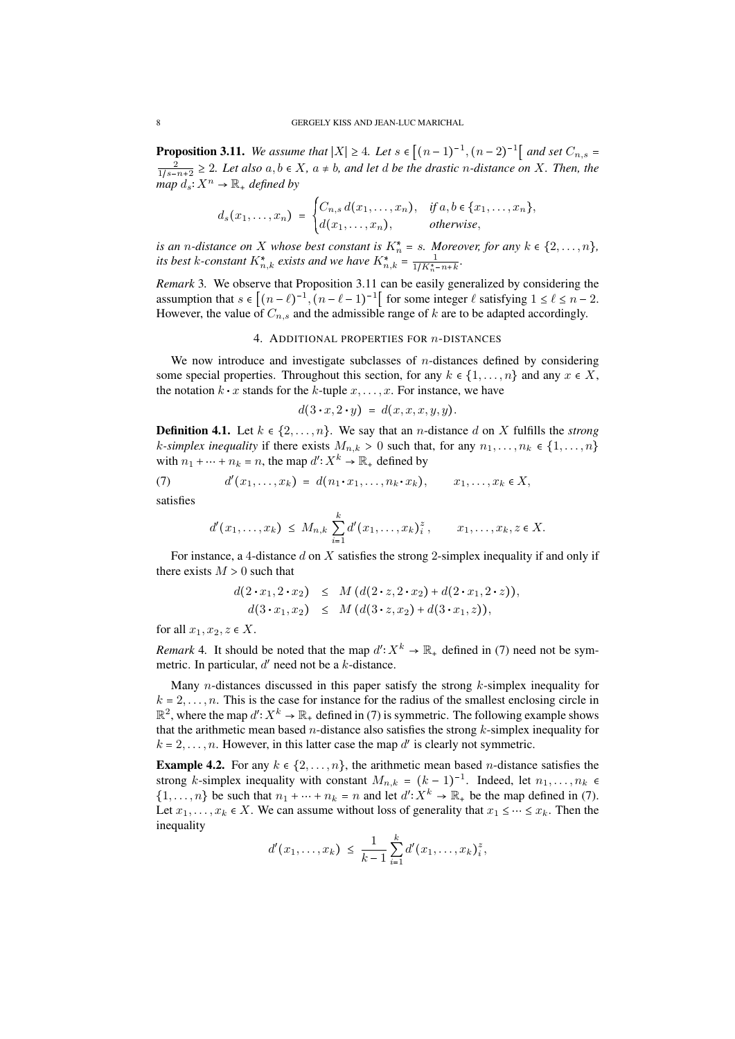**Proposition 3.11.** *We assume that $|X| \geq 4$. Let $s \in \left[(n-1)^{-1}, (n-2)^{-1}\right[$ and set $C_{n,s} = \frac{2}{1/s-n+2} \geq 2$. Let also $a, b \in X$, $a \neq b$, and let $d$ be the drastic $n$-distance on $X$. Then, the map $d_s\colon X^n \to \mathbb{R}_+$ defined by*

$$d_s(x_1,\ldots,x_n) \;=\; \begin{cases} C_{n,s}\, d(x_1,\ldots,x_n), & \text{if } a,b \in \{x_1,\ldots,x_n\},\\ d(x_1,\ldots,x_n), & \text{otherwise}, \end{cases}$$

*is an $n$-distance on $X$ whose best constant is $K_n^* = s$. Moreover, for any $k \in \{2,\ldots,n\}$, its best $k$-constant $K_{n,k}^*$ exists and we have $K_{n,k}^* = \frac{1}{1/K_n^*-n+k}$.*

*Remark* 3. We observe that Proposition 3.11 can be easily generalized by considering the assumption that $s \in \left[(n-\ell)^{-1}, (n-\ell-1)^{-1}\right[$ for some integer $\ell$ satisfying $1 \leq \ell \leq n-2$. However, the value of $C_{n,s}$ and the admissible range of $k$ are to be adapted accordingly.

## 4. Additional properties for $n$-distances

We now introduce and investigate subclasses of $n$-distances defined by considering some special properties. Throughout this section, for any $k \in \{1,\ldots,n\}$ and any $x \in X$, the notation $k \cdot x$ stands for the $k$-tuple $x,\ldots,x$. For instance, we have

$$d(3\cdot x, 2\cdot y) \;=\; d(x,x,x,y,y).$$

**Definition 4.1.** Let $k \in \{2,\ldots,n\}$. We say that an $n$-distance $d$ on $X$ fulfills the *strong $k$-simplex inequality* if there exists $M_{n,k} > 0$ such that, for any $n_1,\ldots,n_k \in \{1,\ldots,n\}$ with $n_1 + \cdots + n_k = n$, the map $d'\colon X^k \to \mathbb{R}_+$ defined by

$$d'(x_1,\ldots,x_k) \;=\; d(n_1\cdot x_1,\ldots,n_k\cdot x_k), \qquad x_1,\ldots,x_k \in X, \tag{7}$$

satisfies

$$d'(x_1,\ldots,x_k) \;\leq\; M_{n,k}\sum_{i=1}^{k} d'(x_1,\ldots,x_k)_i^z\,, \qquad x_1,\ldots,x_k,z \in X.$$

For instance, a 4-distance $d$ on $X$ satisfies the strong 2-simplex inequality if and only if there exists $M > 0$ such that

$$\begin{aligned} d(2\cdot x_1, 2\cdot x_2) &\;\leq\; M\,(d(2\cdot z, 2\cdot x_2) + d(2\cdot x_1, 2\cdot z)),\\ d(3\cdot x_1, x_2) &\;\leq\; M\,(d(3\cdot z, x_2) + d(3\cdot x_1, z)), \end{aligned}$$

for all $x_1, x_2, z \in X$.

*Remark* 4. It should be noted that the map $d'\colon X^k \to \mathbb{R}_+$ defined in (7) need not be symmetric. In particular, $d'$ need not be a $k$-distance.

Many $n$-distances discussed in this paper satisfy the strong $k$-simplex inequality for $k = 2,\ldots,n$. This is the case for instance for the radius of the smallest enclosing circle in $\mathbb{R}^2$, where the map $d'\colon X^k \to \mathbb{R}_+$ defined in (7) is symmetric. The following example shows that the arithmetic mean based $n$-distance also satisfies the strong $k$-simplex inequality for $k = 2,\ldots,n$. However, in this latter case the map $d'$ is clearly not symmetric.

**Example 4.2.** For any $k \in \{2,\ldots,n\}$, the arithmetic mean based $n$-distance satisfies the strong $k$-simplex inequality with constant $M_{n,k} = (k-1)^{-1}$. Indeed, let $n_1,\ldots,n_k \in \{1,\ldots,n\}$ be such that $n_1 + \cdots + n_k = n$ and let $d'\colon X^k \to \mathbb{R}_+$ be the map defined in (7). Let $x_1,\ldots,x_k \in X$. We can assume without loss of generality that $x_1 \leq \cdots \leq x_k$. Then the inequality

$$d'(x_1,\ldots,x_k) \;\leq\; \frac{1}{k-1}\sum_{i=1}^{k} d'(x_1,\ldots,x_k)_i^z,$$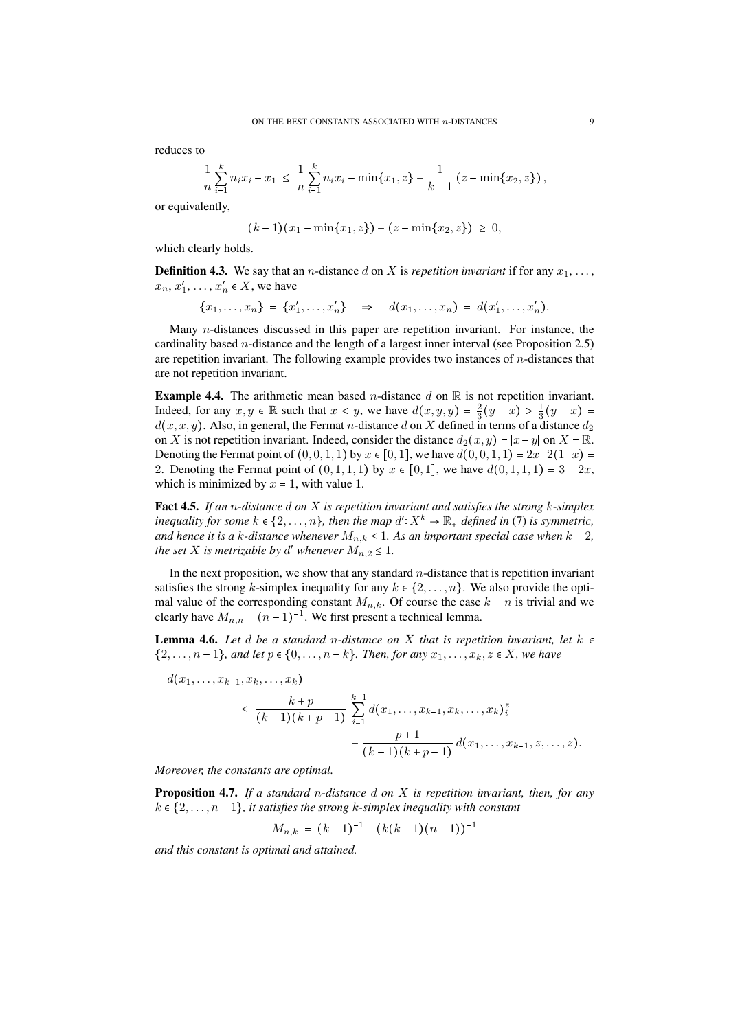reduces to

$$\frac{1}{n}\sum_{i=1}^{k} n_i x_i - x_1 \;\leq\; \frac{1}{n}\sum_{i=1}^{k} n_i x_i - \min\{x_1,z\} + \frac{1}{k-1}\left(z - \min\{x_2,z\}\right),$$

or equivalently,

$$(k-1)(x_1 - \min\{x_1,z\}) + (z - \min\{x_2,z\}) \;\geq\; 0,$$

which clearly holds.

**Definition 4.3.** We say that an $n$-distance $d$ on $X$ is *repetition invariant* if for any $x_1,\ldots,x_n,x_1',\ldots,x_n'\in X$, we have

$$\{x_1,\ldots,x_n\} = \{x_1',\ldots,x_n'\} \quad\Rightarrow\quad d(x_1,\ldots,x_n) = d(x_1',\ldots,x_n').$$

Many $n$-distances discussed in this paper are repetition invariant. For instance, the cardinality based $n$-distance and the length of a largest inner interval (see Proposition 2.5) are repetition invariant. The following example provides two instances of $n$-distances that are not repetition invariant.

**Example 4.4.** The arithmetic mean based $n$-distance $d$ on $\mathbb{R}$ is not repetition invariant. Indeed, for any $x,y\in\mathbb{R}$ such that $x<y$, we have $d(x,y,y)=\frac{2}{3}(y-x)>\frac{1}{3}(y-x)=d(x,x,y)$. Also, in general, the Fermat $n$-distance $d$ on $X$ defined in terms of a distance $d_2$ on $X$ is not repetition invariant. Indeed, consider the distance $d_2(x,y)=|x-y|$ on $X=\mathbb{R}$. Denoting the Fermat point of $(0,0,1,1)$ by $x\in[0,1]$, we have $d(0,0,1,1)=2x+2(1-x)=2$. Denoting the Fermat point of $(0,1,1,1)$ by $x\in[0,1]$, we have $d(0,1,1,1)=3-2x$, which is minimized by $x=1$, with value $1$.

**Fact 4.5.** *If an $n$-distance $d$ on $X$ is repetition invariant and satisfies the strong $k$-simplex inequality for some $k\in\{2,\ldots,n\}$, then the map $d'\colon X^k\to\mathbb{R}_+$ defined in (7) is symmetric, and hence it is a $k$-distance whenever $M_{n,k}\leq 1$. As an important special case when $k=2$, the set $X$ is metrizable by $d'$ whenever $M_{n,2}\leq 1$.*

In the next proposition, we show that any standard $n$-distance that is repetition invariant satisfies the strong $k$-simplex inequality for any $k\in\{2,\ldots,n\}$. We also provide the optimal value of the corresponding constant $M_{n,k}$. Of course the case $k=n$ is trivial and we clearly have $M_{n,n}=(n-1)^{-1}$. We first present a technical lemma.

**Lemma 4.6.** *Let $d$ be a standard $n$-distance on $X$ that is repetition invariant, let $k\in\{2,\ldots,n-1\}$, and let $p\in\{0,\ldots,n-k\}$. Then, for any $x_1,\ldots,x_k,z\in X$, we have*

$$\begin{aligned}
d(x_1,&\ldots,x_{k-1},x_k,\ldots,x_k)\\
&\leq\; \frac{k+p}{(k-1)(k+p-1)}\sum_{i=1}^{k-1} d(x_1,\ldots,x_{k-1},x_k,\ldots,x_k)_i^z\\
&\qquad\qquad + \frac{p+1}{(k-1)(k+p-1)}\, d(x_1,\ldots,x_{k-1},z,\ldots,z).
\end{aligned}$$

*Moreover, the constants are optimal.*

**Proposition 4.7.** *If a standard $n$-distance $d$ on $X$ is repetition invariant, then, for any $k\in\{2,\ldots,n-1\}$, it satisfies the strong $k$-simplex inequality with constant*

$$M_{n,k} \;=\; (k-1)^{-1} + (k(k-1)(n-1))^{-1}$$

*and this constant is optimal and attained.*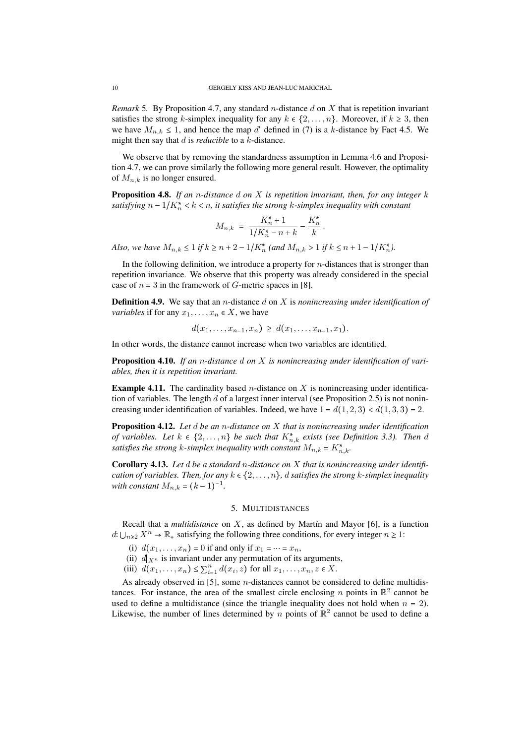*Remark* 5. By Proposition 4.7, any standard $n$-distance $d$ on $X$ that is repetition invariant satisfies the strong $k$-simplex inequality for any $k \in \{2, \ldots, n\}$. Moreover, if $k \geq 3$, then we have $M_{n,k} \leq 1$, and hence the map $d'$ defined in (7) is a $k$-distance by Fact 4.5. We might then say that $d$ is *reducible* to a $k$-distance.

We observe that by removing the standardness assumption in Lemma 4.6 and Proposition 4.7, we can prove similarly the following more general result. However, the optimality of $M_{n,k}$ is no longer ensured.

**Proposition 4.8.** *If an $n$-distance $d$ on $X$ is repetition invariant, then, for any integer $k$ satisfying $n - 1/K_n^\star < k < n$, it satisfies the strong $k$-simplex inequality with constant*

$$M_{n,k} = \frac{K_n^\star + 1}{1/K_n^\star - n + k} - \frac{K_n^\star}{k}.$$

*Also, we have $M_{n,k} \leq 1$ if $k \geq n + 2 - 1/K_n^\star$ (and $M_{n,k} > 1$ if $k \leq n + 1 - 1/K_n^\star$).*

In the following definition, we introduce a property for $n$-distances that is stronger than repetition invariance. We observe that this property was already considered in the special case of $n = 3$ in the framework of $G$-metric spaces in [8].

**Definition 4.9.** We say that an $n$-distance $d$ on $X$ is *nonincreasing under identification of variables* if for any $x_1, \ldots, x_n \in X$, we have

$$d(x_1, \ldots, x_{n-1}, x_n) \geq d(x_1, \ldots, x_{n-1}, x_1).$$

In other words, the distance cannot increase when two variables are identified.

**Proposition 4.10.** *If an $n$-distance $d$ on $X$ is nonincreasing under identification of variables, then it is repetition invariant.*

**Example 4.11.** The cardinality based $n$-distance on $X$ is nonincreasing under identification of variables. The length $d$ of a largest inner interval (see Proposition 2.5) is not nonincreasing under identification of variables. Indeed, we have $1 = d(1,2,3) < d(1,3,3) = 2$.

**Proposition 4.12.** *Let $d$ be an $n$-distance on $X$ that is nonincreasing under identification of variables. Let $k \in \{2, \ldots, n\}$ be such that $K_{n,k}^\star$ exists (see Definition 3.3). Then $d$ satisfies the strong $k$-simplex inequality with constant $M_{n,k} = K_{n,k}^\star$.*

**Corollary 4.13.** *Let $d$ be a standard $n$-distance on $X$ that is nonincreasing under identification of variables. Then, for any $k \in \{2, \ldots, n\}$, $d$ satisfies the strong $k$-simplex inequality with constant $M_{n,k} = (k-1)^{-1}$.*

## 5. Multidistances

Recall that a *multidistance* on $X$, as defined by Martín and Mayor [6], is a function $d\colon \bigcup_{n\geq 2} X^n \to \mathbb{R}_+$ satisfying the following three conditions, for every integer $n \geq 1$:

- (i) $d(x_1, \ldots, x_n) = 0$ if and only if $x_1 = \cdots = x_n$,
- (ii) $d|_{X^n}$ is invariant under any permutation of its arguments,
- (iii) $d(x_1, \ldots, x_n) \leq \sum_{i=1}^n d(x_i, z)$ for all $x_1, \ldots, x_n, z \in X$.

As already observed in [5], some $n$-distances cannot be considered to define multidistances. For instance, the area of the smallest circle enclosing $n$ points in $\mathbb{R}^2$ cannot be used to define a multidistance (since the triangle inequality does not hold when $n = 2$). Likewise, the number of lines determined by $n$ points of $\mathbb{R}^2$ cannot be used to define a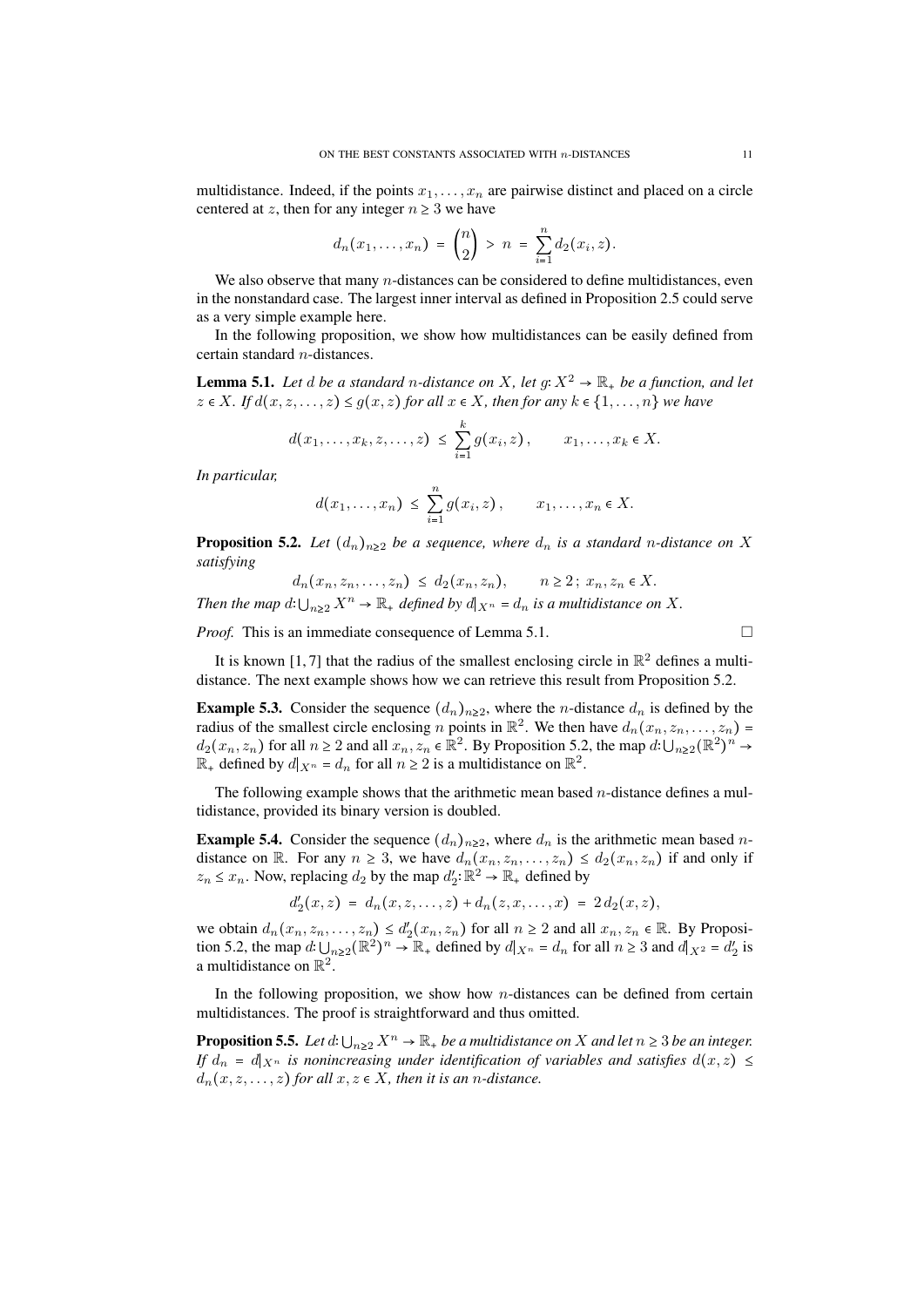multidistance. Indeed, if the points $x_1,\ldots,x_n$ are pairwise distinct and placed on a circle centered at $z$, then for any integer $n\geq 3$ we have

$$d_n(x_1,\ldots,x_n) ~=~ \binom{n}{2} ~>~ n ~=~ \sum_{i=1}^n d_2(x_i,z).$$

We also observe that many $n$-distances can be considered to define multidistances, even in the nonstandard case. The largest inner interval as defined in Proposition 2.5 could serve as a very simple example here.

In the following proposition, we show how multidistances can be easily defined from certain standard $n$-distances.

**Lemma 5.1.** *Let $d$ be a standard $n$-distance on $X$, let $g\colon X^2\to\mathbb{R}_+$ be a function, and let $z\in X$. If $d(x,z,\ldots,z)\leq g(x,z)$ for all $x\in X$, then for any $k\in\{1,\ldots,n\}$ we have*

$$d(x_1,\ldots,x_k,z,\ldots,z) ~\leq~ \sum_{i=1}^k g(x_i,z)\,, \qquad x_1,\ldots,x_k\in X.$$

*In particular,*

$$d(x_1,\ldots,x_n) ~\leq~ \sum_{i=1}^n g(x_i,z)\,, \qquad x_1,\ldots,x_n\in X.$$

**Proposition 5.2.** *Let $(d_n)_{n\geq 2}$ be a sequence, where $d_n$ is a standard $n$-distance on $X$ satisfying*

$$d_n(x_n,z_n,\ldots,z_n) ~\leq~ d_2(x_n,z_n), \qquad n\geq 2\,;\; x_n,z_n\in X.$$

*Then the map $d\colon\bigcup_{n\geq 2}X^n\to\mathbb{R}_+$ defined by $d|_{X^n}=d_n$ is a multidistance on $X$.*

*Proof.* This is an immediate consequence of Lemma 5.1. □

It is known [1, 7] that the radius of the smallest enclosing circle in $\mathbb{R}^2$ defines a multidistance. The next example shows how we can retrieve this result from Proposition 5.2.

**Example 5.3.** Consider the sequence $(d_n)_{n\geq 2}$, where the $n$-distance $d_n$ is defined by the radius of the smallest circle enclosing $n$ points in $\mathbb{R}^2$. We then have $d_n(x_n,z_n,\ldots,z_n)=d_2(x_n,z_n)$ for all $n\geq 2$ and all $x_n,z_n\in\mathbb{R}^2$. By Proposition 5.2, the map $d\colon\bigcup_{n\geq 2}(\mathbb{R}^2)^n\to\mathbb{R}_+$ defined by $d|_{X^n}=d_n$ for all $n\geq 2$ is a multidistance on $\mathbb{R}^2$.

The following example shows that the arithmetic mean based $n$-distance defines a multidistance, provided its binary version is doubled.

**Example 5.4.** Consider the sequence $(d_n)_{n\geq 2}$, where $d_n$ is the arithmetic mean based $n$-distance on $\mathbb{R}$. For any $n\geq 3$, we have $d_n(x_n,z_n,\ldots,z_n)\leq d_2(x_n,z_n)$ if and only if $z_n\leq x_n$. Now, replacing $d_2$ by the map $d_2'\colon\mathbb{R}^2\to\mathbb{R}_+$ defined by

$$d_2'(x,z) ~=~ d_n(x,z,\ldots,z)+d_n(z,x,\ldots,x) ~=~ 2\,d_2(x,z),$$

we obtain $d_n(x_n,z_n,\ldots,z_n)\leq d_2'(x_n,z_n)$ for all $n\geq 2$ and all $x_n,z_n\in\mathbb{R}$. By Proposition 5.2, the map $d\colon\bigcup_{n\geq 2}(\mathbb{R}^2)^n\to\mathbb{R}_+$ defined by $d|_{X^n}=d_n$ for all $n\geq 3$ and $d|_{X^2}=d_2'$ is a multidistance on $\mathbb{R}^2$.

In the following proposition, we show how $n$-distances can be defined from certain multidistances. The proof is straightforward and thus omitted.

**Proposition 5.5.** *Let $d\colon\bigcup_{n\geq 2}X^n\to\mathbb{R}_+$ be a multidistance on $X$ and let $n\geq 3$ be an integer. If $d_n=d|_{X^n}$ is nonincreasing under identification of variables and satisfies $d(x,z)\leq d_n(x,z,\ldots,z)$ for all $x,z\in X$, then it is an $n$-distance.*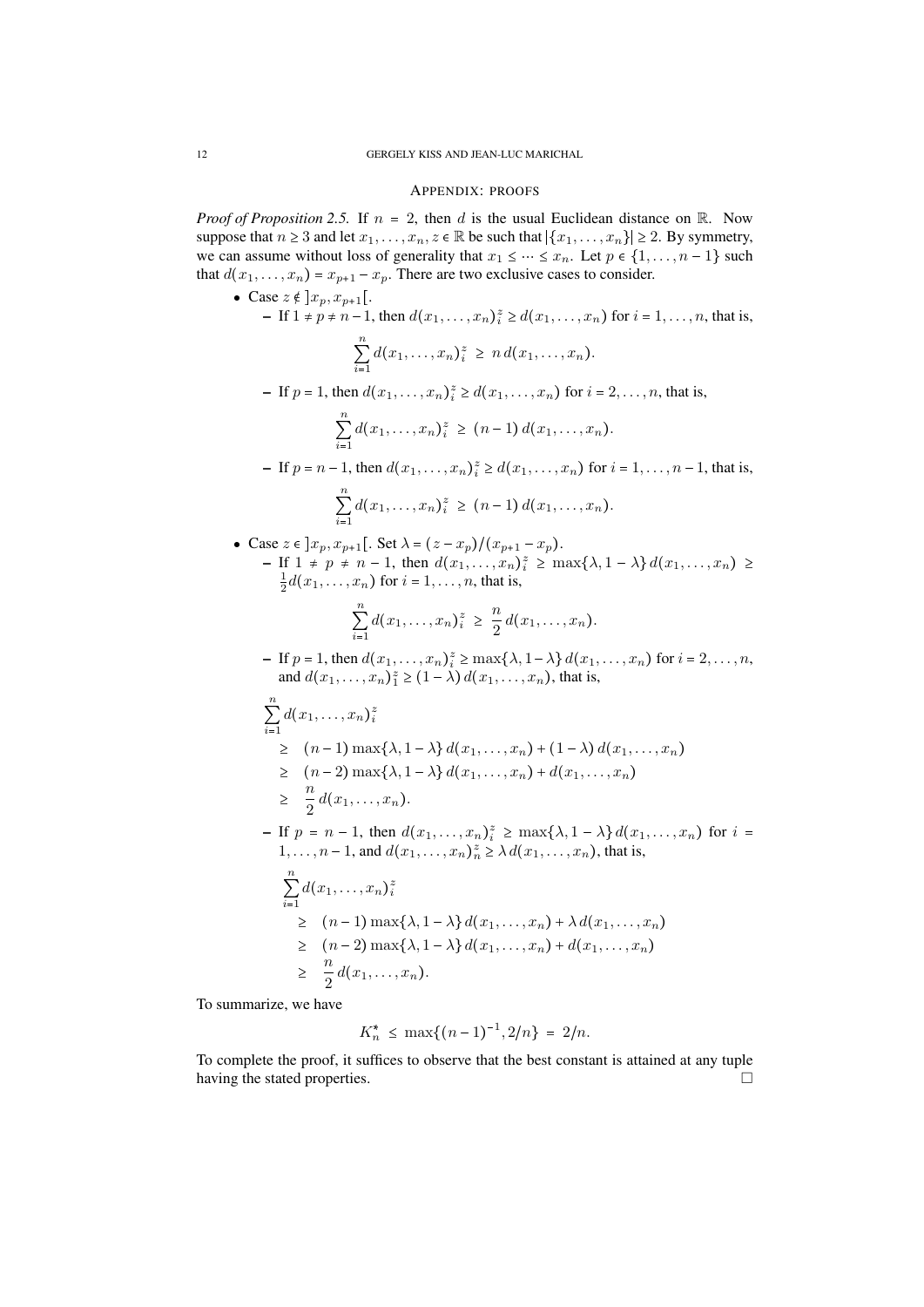## Appendix: proofs

*Proof of Proposition 2.5.* If $n = 2$, then $d$ is the usual Euclidean distance on $\mathbb{R}$. Now suppose that $n \geq 3$ and let $x_1, \ldots, x_n, z \in \mathbb{R}$ be such that $|\{x_1, \ldots, x_n\}| \geq 2$. By symmetry, we can assume without loss of generality that $x_1 \leq \cdots \leq x_n$. Let $p \in \{1, \ldots, n-1\}$ such that $d(x_1, \ldots, x_n) = x_{p+1} - x_p$. There are two exclusive cases to consider.

- Case $z \notin \,]x_p, x_{p+1}[$.
  - If $1 \neq p \neq n-1$, then $d(x_1, \ldots, x_n)_i^z \geq d(x_1, \ldots, x_n)$ for $i = 1, \ldots, n$, that is,
  $$\sum_{i=1}^{n} d(x_1, \ldots, x_n)_i^z \;\geq\; n\, d(x_1, \ldots, x_n).$$
  - If $p = 1$, then $d(x_1, \ldots, x_n)_i^z \geq d(x_1, \ldots, x_n)$ for $i = 2, \ldots, n$, that is,
  $$\sum_{i=1}^{n} d(x_1, \ldots, x_n)_i^z \;\geq\; (n-1)\, d(x_1, \ldots, x_n).$$
  - If $p = n-1$, then $d(x_1, \ldots, x_n)_i^z \geq d(x_1, \ldots, x_n)$ for $i = 1, \ldots, n-1$, that is,
  $$\sum_{i=1}^{n} d(x_1, \ldots, x_n)_i^z \;\geq\; (n-1)\, d(x_1, \ldots, x_n).$$
- Case $z \in \,]x_p, x_{p+1}[$. Set $\lambda = (z - x_p)/(x_{p+1} - x_p)$.
  - If $1 \neq p \neq n-1$, then $d(x_1, \ldots, x_n)_i^z \geq \max\{\lambda, 1-\lambda\}\, d(x_1, \ldots, x_n) \geq \frac{1}{2} d(x_1, \ldots, x_n)$ for $i = 1, \ldots, n$, that is,
  $$\sum_{i=1}^{n} d(x_1, \ldots, x_n)_i^z \;\geq\; \frac{n}{2}\, d(x_1, \ldots, x_n).$$
  - If $p = 1$, then $d(x_1, \ldots, x_n)_i^z \geq \max\{\lambda, 1-\lambda\}\, d(x_1, \ldots, x_n)$ for $i = 2, \ldots, n$, and $d(x_1, \ldots, x_n)_1^z \geq (1-\lambda)\, d(x_1, \ldots, x_n)$, that is,
  $$\begin{aligned}
  &\sum_{i=1}^{n} d(x_1, \ldots, x_n)_i^z \\
  &\quad\geq\; (n-1)\max\{\lambda, 1-\lambda\}\, d(x_1, \ldots, x_n) + (1-\lambda)\, d(x_1, \ldots, x_n) \\
  &\quad\geq\; (n-2)\max\{\lambda, 1-\lambda\}\, d(x_1, \ldots, x_n) + d(x_1, \ldots, x_n) \\
  &\quad\geq\; \frac{n}{2}\, d(x_1, \ldots, x_n).
  \end{aligned}$$
  - If $p = n-1$, then $d(x_1, \ldots, x_n)_i^z \geq \max\{\lambda, 1-\lambda\}\, d(x_1, \ldots, x_n)$ for $i = 1, \ldots, n-1$, and $d(x_1, \ldots, x_n)_n^z \geq \lambda\, d(x_1, \ldots, x_n)$, that is,
  $$\begin{aligned}
  &\sum_{i=1}^{n} d(x_1, \ldots, x_n)_i^z \\
  &\quad\geq\; (n-1)\max\{\lambda, 1-\lambda\}\, d(x_1, \ldots, x_n) + \lambda\, d(x_1, \ldots, x_n) \\
  &\quad\geq\; (n-2)\max\{\lambda, 1-\lambda\}\, d(x_1, \ldots, x_n) + d(x_1, \ldots, x_n) \\
  &\quad\geq\; \frac{n}{2}\, d(x_1, \ldots, x_n).
  \end{aligned}$$

To summarize, we have
$$K_n^\star \;\leq\; \max\{(n-1)^{-1}, 2/n\} \;=\; 2/n.$$

To complete the proof, it suffices to observe that the best constant is attained at any tuple having the stated properties. $\square$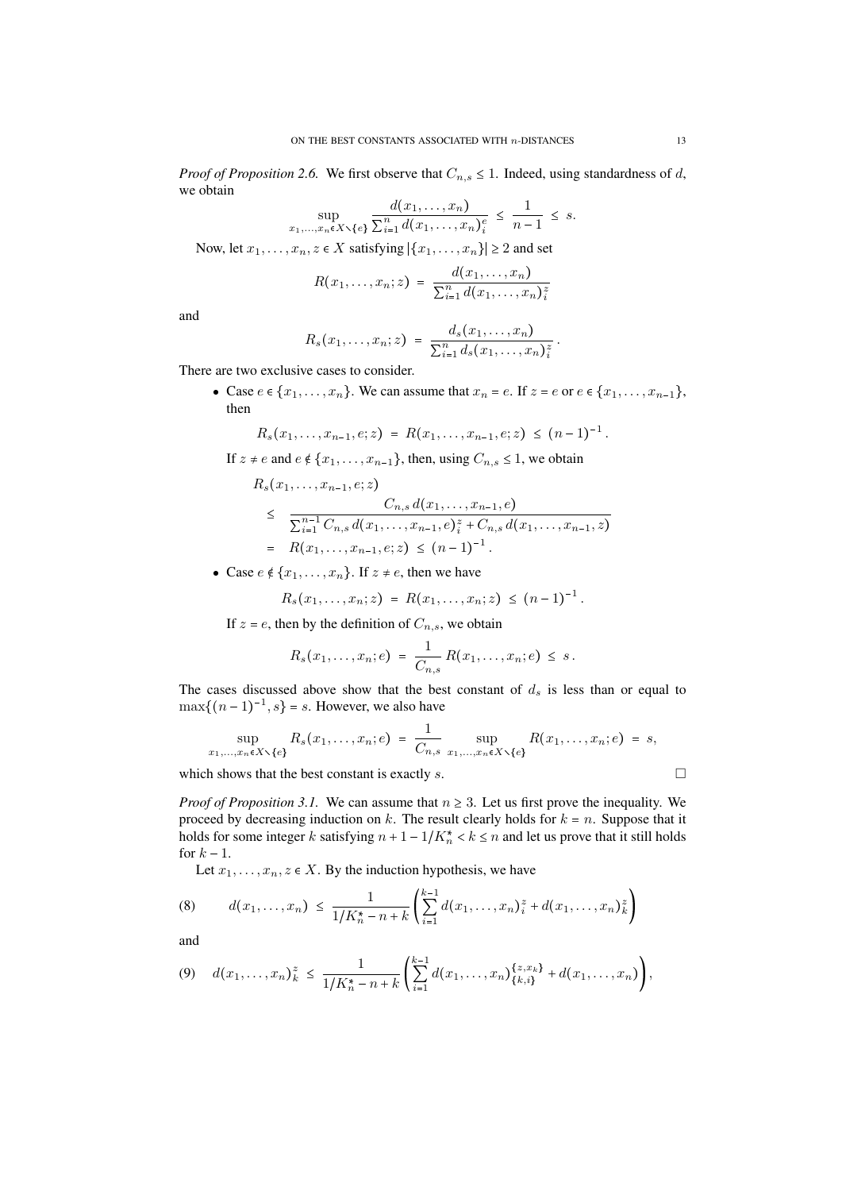*Proof of Proposition 2.6.* We first observe that $C_{n,s} \leq 1$. Indeed, using standardness of $d$, we obtain

$$\sup_{x_1,\ldots,x_n \in X \smallsetminus \{e\}} \frac{d(x_1,\ldots,x_n)}{\sum_{i=1}^n d(x_1,\ldots,x_n)_i^e} \;\leq\; \frac{1}{n-1} \;\leq\; s.$$

Now, let $x_1,\ldots,x_n,z \in X$ satisfying $|\{x_1,\ldots,x_n\}| \geq 2$ and set

$$R(x_1,\ldots,x_n;z) \;=\; \frac{d(x_1,\ldots,x_n)}{\sum_{i=1}^n d(x_1,\ldots,x_n)_i^z}$$

and

$$R_s(x_1,\ldots,x_n;z) \;=\; \frac{d_s(x_1,\ldots,x_n)}{\sum_{i=1}^n d_s(x_1,\ldots,x_n)_i^z}\,.$$

There are two exclusive cases to consider.

- Case $e \in \{x_1,\ldots,x_n\}$. We can assume that $x_n = e$. If $z = e$ or $e \in \{x_1,\ldots,x_{n-1}\}$, then

$$R_s(x_1,\ldots,x_{n-1},e;z) \;=\; R(x_1,\ldots,x_{n-1},e;z) \;\leq\; (n-1)^{-1}\,.$$

  If $z \neq e$ and $e \notin \{x_1,\ldots,x_{n-1}\}$, then, using $C_{n,s} \leq 1$, we obtain

$$\begin{aligned}
&R_s(x_1,\ldots,x_{n-1},e;z)\\
&\leq\; \frac{C_{n,s}\, d(x_1,\ldots,x_{n-1},e)}{\sum_{i=1}^{n-1} C_{n,s}\, d(x_1,\ldots,x_{n-1},e)_i^z + C_{n,s}\, d(x_1,\ldots,x_{n-1},z)}\\
&=\; R(x_1,\ldots,x_{n-1},e;z) \;\leq\; (n-1)^{-1}\,.
\end{aligned}$$

- Case $e \notin \{x_1,\ldots,x_n\}$. If $z \neq e$, then we have

$$R_s(x_1,\ldots,x_n;z) \;=\; R(x_1,\ldots,x_n;z) \;\leq\; (n-1)^{-1}\,.$$

  If $z = e$, then by the definition of $C_{n,s}$, we obtain

$$R_s(x_1,\ldots,x_n;e) \;=\; \frac{1}{C_{n,s}}\, R(x_1,\ldots,x_n;e) \;\leq\; s\,.$$

The cases discussed above show that the best constant of $d_s$ is less than or equal to $\max\{(n-1)^{-1}, s\} = s$. However, we also have

$$\sup_{x_1,\ldots,x_n \in X \smallsetminus \{e\}} R_s(x_1,\ldots,x_n;e) \;=\; \frac{1}{C_{n,s}} \sup_{x_1,\ldots,x_n \in X \smallsetminus \{e\}} R(x_1,\ldots,x_n;e) \;=\; s,$$

which shows that the best constant is exactly $s$. □

*Proof of Proposition 3.1.* We can assume that $n \geq 3$. Let us first prove the inequality. We proceed by decreasing induction on $k$. The result clearly holds for $k = n$. Suppose that it holds for some integer $k$ satisfying $n + 1 - 1/K_n^* < k \leq n$ and let us prove that it still holds for $k - 1$.

Let $x_1,\ldots,x_n,z \in X$. By the induction hypothesis, we have

$$d(x_1,\ldots,x_n) \;\leq\; \frac{1}{1/K_n^* - n + k}\left(\sum_{i=1}^{k-1} d(x_1,\ldots,x_n)_i^z + d(x_1,\ldots,x_n)_k^z\right) \tag{8}$$

and

$$d(x_1,\ldots,x_n)_k^z \;\leq\; \frac{1}{1/K_n^* - n + k}\left(\sum_{i=1}^{k-1} d(x_1,\ldots,x_n)_{\{k,i\}}^{\{z,x_k\}} + d(x_1,\ldots,x_n)\right), \tag{9}$$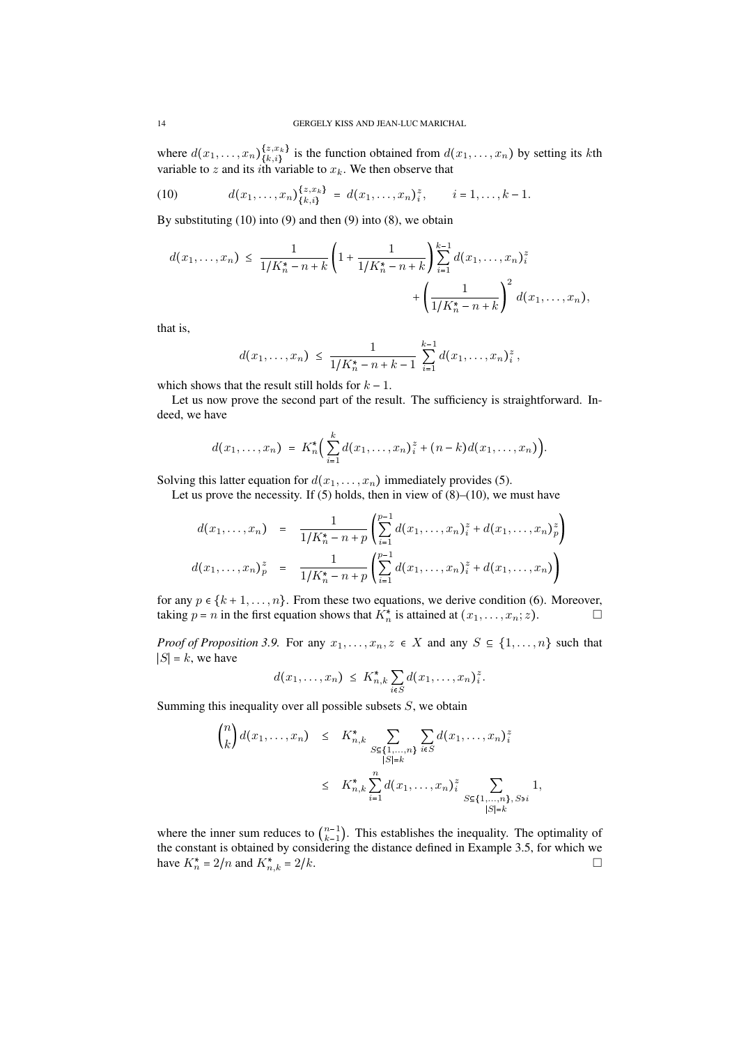where $d(x_1,\ldots,x_n)^{\{z,x_k\}}_{\{k,i\}}$ is the function obtained from $d(x_1,\ldots,x_n)$ by setting its $k$th variable to $z$ and its $i$th variable to $x_k$. We then observe that

$$
d(x_1,\ldots,x_n)^{\{z,x_k\}}_{\{k,i\}} \;=\; d(x_1,\ldots,x_n)^z_i, \qquad i=1,\ldots,k-1. \tag{10}
$$

By substituting (10) into (9) and then (9) into (8), we obtain

$$
\begin{aligned}
d(x_1,\ldots,x_n) \;\leq\; \frac{1}{1/K_n^*-n+k}\left(1+\frac{1}{1/K_n^*-n+k}\right)\sum_{i=1}^{k-1} d(x_1,\ldots,x_n)^z_i \\
+\left(\frac{1}{1/K_n^*-n+k}\right)^2 d(x_1,\ldots,x_n),
\end{aligned}
$$

that is,

$$
d(x_1,\ldots,x_n) \;\leq\; \frac{1}{1/K_n^*-n+k-1}\sum_{i=1}^{k-1} d(x_1,\ldots,x_n)^z_i\,,
$$

which shows that the result still holds for $k-1$.

Let us now prove the second part of the result. The sufficiency is straightforward. Indeed, we have

$$
d(x_1,\ldots,x_n) \;=\; K_n^*\Big(\sum_{i=1}^{k} d(x_1,\ldots,x_n)^z_i + (n-k)d(x_1,\ldots,x_n)\Big).
$$

Solving this latter equation for $d(x_1,\ldots,x_n)$ immediately provides (5).

Let us prove the necessity. If (5) holds, then in view of (8)–(10), we must have

$$
\begin{aligned}
d(x_1,\ldots,x_n) &= \frac{1}{1/K_n^*-n+p}\left(\sum_{i=1}^{p-1} d(x_1,\ldots,x_n)^z_i + d(x_1,\ldots,x_n)^z_p\right)\\
d(x_1,\ldots,x_n)^z_p &= \frac{1}{1/K_n^*-n+p}\left(\sum_{i=1}^{p-1} d(x_1,\ldots,x_n)^z_i + d(x_1,\ldots,x_n)\right)
\end{aligned}
$$

for any $p\in\{k+1,\ldots,n\}$. From these two equations, we derive condition (6). Moreover, taking $p=n$ in the first equation shows that $K_n^*$ is attained at $(x_1,\ldots,x_n;z)$. □

*Proof of Proposition 3.9.* For any $x_1,\ldots,x_n,z\in X$ and any $S\subseteq\{1,\ldots,n\}$ such that $|S|=k$, we have

$$
d(x_1,\ldots,x_n) \;\leq\; K_{n,k}^*\sum_{i\in S} d(x_1,\ldots,x_n)^z_i.
$$

Summing this inequality over all possible subsets $S$, we obtain

$$
\begin{aligned}
\binom{n}{k} d(x_1,\ldots,x_n) &\leq K_{n,k}^* \sum_{\substack{S\subseteq\{1,\ldots,n\}\\ |S|=k}} \sum_{i\in S} d(x_1,\ldots,x_n)^z_i\\
&\leq K_{n,k}^* \sum_{i=1}^{n} d(x_1,\ldots,x_n)^z_i \sum_{\substack{S\subseteq\{1,\ldots,n\},\, S\ni i\\ |S|=k}} 1,
\end{aligned}
$$

where the inner sum reduces to $\binom{n-1}{k-1}$. This establishes the inequality. The optimality of the constant is obtained by considering the distance defined in Example 3.5, for which we have $K_n^*=2/n$ and $K_{n,k}^*=2/k$. □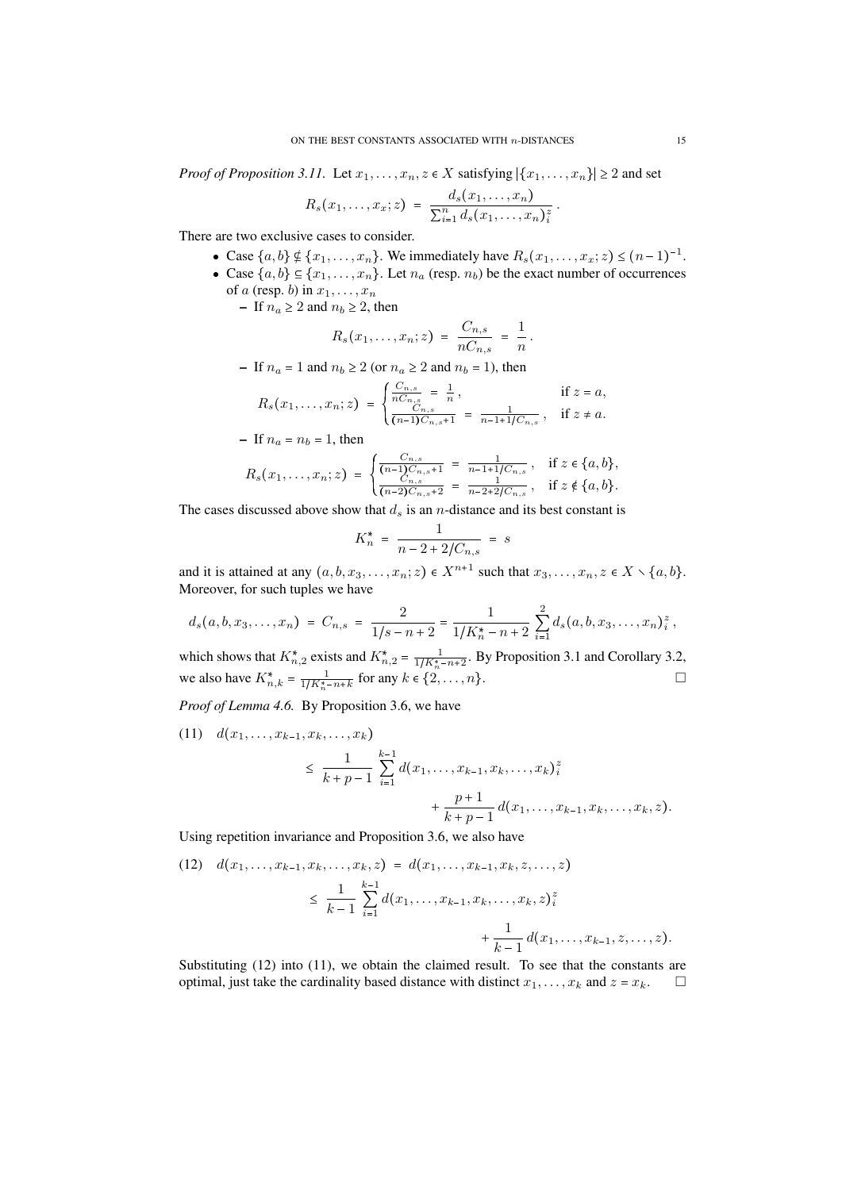*Proof of Proposition 3.11.* Let $x_1,\ldots,x_n,z\in X$ satisfying $|\{x_1,\ldots,x_n\}|\geq 2$ and set

$$R_s(x_1,\ldots,x_x;z) ~=~ \frac{d_s(x_1,\ldots,x_n)}{\sum_{i=1}^n d_s(x_1,\ldots,x_n)_i^z}\,.$$

There are two exclusive cases to consider.

- Case $\{a,b\}\nsubseteq\{x_1,\ldots,x_n\}$. We immediately have $R_s(x_1,\ldots,x_x;z)\leq (n-1)^{-1}$.
- Case $\{a,b\}\subseteq\{x_1,\ldots,x_n\}$. Let $n_a$ (resp. $n_b$) be the exact number of occurrences of $a$ (resp. $b$) in $x_1,\ldots,x_n$
  - If $n_a\geq 2$ and $n_b\geq 2$, then
  $$R_s(x_1,\ldots,x_n;z) ~=~ \frac{C_{n,s}}{nC_{n,s}} ~=~ \frac{1}{n}\,.$$
  - If $n_a=1$ and $n_b\geq 2$ (or $n_a\geq 2$ and $n_b=1$), then
  $$R_s(x_1,\ldots,x_n;z) ~=~ \begin{cases}\frac{C_{n,s}}{nC_{n,s}} ~=~ \frac{1}{n}\,, & \text{if } z=a,\\ \frac{C_{n,s}}{(n-1)C_{n,s}+1} ~=~ \frac{1}{n-1+1/C_{n,s}}\,, & \text{if } z\neq a.\end{cases}$$
  - If $n_a=n_b=1$, then
  $$R_s(x_1,\ldots,x_n;z) ~=~ \begin{cases}\frac{C_{n,s}}{(n-1)C_{n,s}+1} ~=~ \frac{1}{n-1+1/C_{n,s}}\,, & \text{if } z\in\{a,b\},\\ \frac{C_{n,s}}{(n-2)C_{n,s}+2} ~=~ \frac{1}{n-2+2/C_{n,s}}\,, & \text{if } z\notin\{a,b\}.\end{cases}$$

The cases discussed above show that $d_s$ is an $n$-distance and its best constant is

$$K_n^* ~=~ \frac{1}{n-2+2/C_{n,s}} ~=~ s$$

and it is attained at any $(a,b,x_3,\ldots,x_n;z)\in X^{n+1}$ such that $x_3,\ldots,x_n,z\in X\smallsetminus\{a,b\}$. Moreover, for such tuples we have

$$d_s(a,b,x_3,\ldots,x_n) ~=~ C_{n,s} ~=~ \frac{2}{1/s-n+2} = \frac{1}{1/K_n^*-n+2}\sum_{i=1}^2 d_s(a,b,x_3,\ldots,x_n)_i^z\,,$$

which shows that $K_{n,2}^*$ exists and $K_{n,2}^*=\frac{1}{1/K_n^*-n+2}$. By Proposition 3.1 and Corollary 3.2, we also have $K_{n,k}^*=\frac{1}{1/K_n^*-n+k}$ for any $k\in\{2,\ldots,n\}$. $\square$

*Proof of Lemma 4.6.* By Proposition 3.6, we have

$$\begin{aligned}(11)\quad & d(x_1,\ldots,x_{k-1},x_k,\ldots,x_k)\\ &\leq~ \frac{1}{k+p-1}\sum_{i=1}^{k-1} d(x_1,\ldots,x_{k-1},x_k,\ldots,x_k)_i^z\\ &\qquad\qquad + \frac{p+1}{k+p-1}\, d(x_1,\ldots,x_{k-1},x_k,\ldots,x_k,z).\end{aligned}$$

Using repetition invariance and Proposition 3.6, we also have

$$\begin{aligned}(12)\quad & d(x_1,\ldots,x_{k-1},x_k,\ldots,x_k,z) ~=~ d(x_1,\ldots,x_{k-1},x_k,z,\ldots,z)\\ &\leq~ \frac{1}{k-1}\sum_{i=1}^{k-1} d(x_1,\ldots,x_{k-1},x_k,\ldots,x_k,z)_i^z\\ &\qquad\qquad + \frac{1}{k-1}\, d(x_1,\ldots,x_{k-1},z,\ldots,z).\end{aligned}$$

Substituting (12) into (11), we obtain the claimed result. To see that the constants are optimal, just take the cardinality based distance with distinct $x_1,\ldots,x_k$ and $z=x_k$. $\square$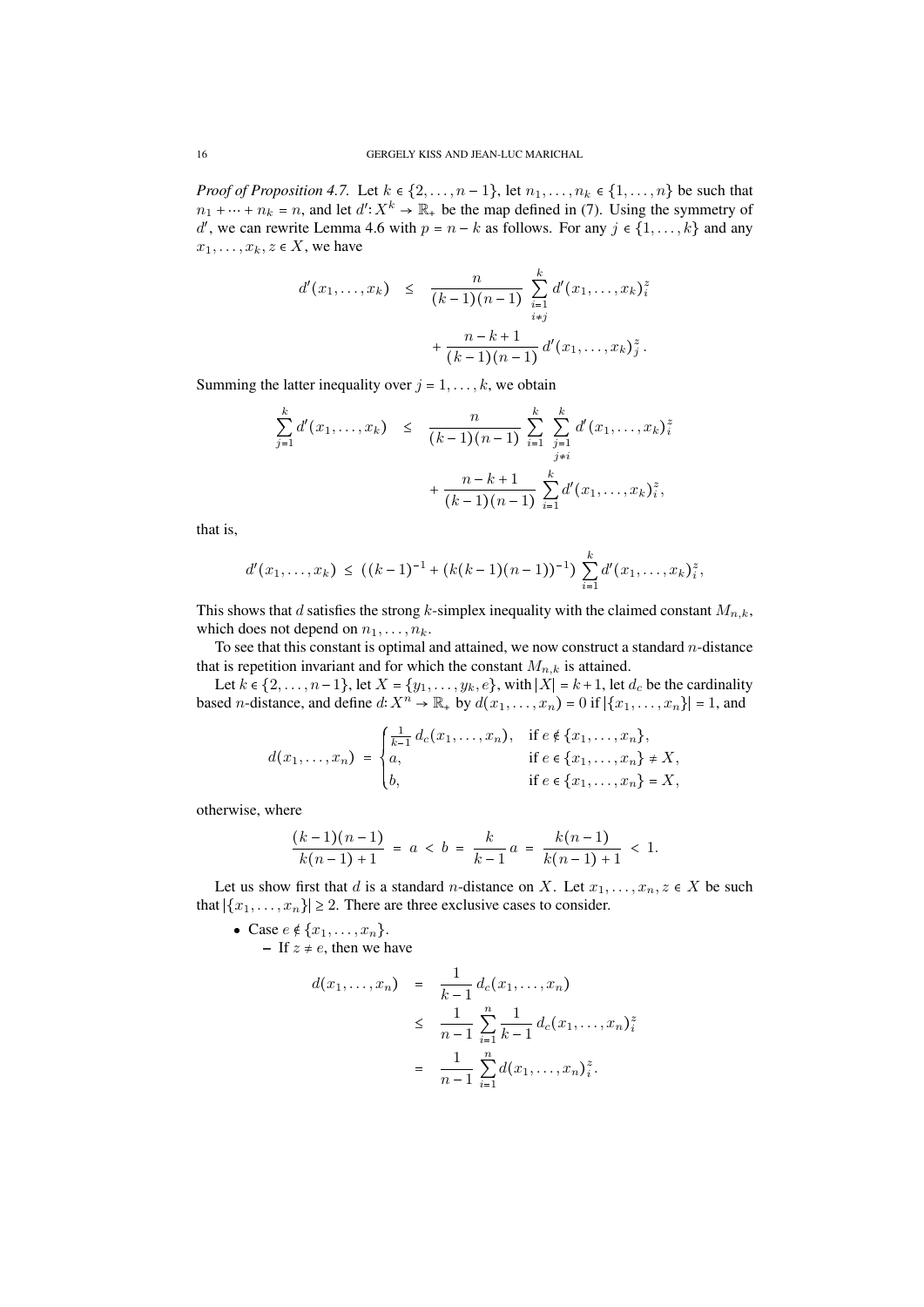*Proof of Proposition 4.7.* Let $k \in \{2, \ldots, n-1\}$, let $n_1, \ldots, n_k \in \{1, \ldots, n\}$ be such that $n_1 + \cdots + n_k = n$, and let $d' \colon X^k \to \mathbb{R}_+$ be the map defined in (7). Using the symmetry of $d'$, we can rewrite Lemma 4.6 with $p = n-k$ as follows. For any $j \in \{1, \ldots, k\}$ and any $x_1, \ldots, x_k, z \in X$, we have

$$
\begin{aligned}
d'(x_1, \ldots, x_k) \quad \leq \quad & \frac{n}{(k-1)(n-1)} \sum_{\substack{i=1 \\ i \neq j}}^{k} d'(x_1, \ldots, x_k)_i^z \\
& + \frac{n-k+1}{(k-1)(n-1)}\, d'(x_1, \ldots, x_k)_j^z .
\end{aligned}
$$

Summing the latter inequality over $j = 1, \ldots, k$, we obtain

$$
\begin{aligned}
\sum_{j=1}^{k} d'(x_1, \ldots, x_k) \quad \leq \quad & \frac{n}{(k-1)(n-1)} \sum_{i=1}^{k} \sum_{\substack{j=1 \\ j \neq i}}^{k} d'(x_1, \ldots, x_k)_i^z \\
& + \frac{n-k+1}{(k-1)(n-1)} \sum_{i=1}^{k} d'(x_1, \ldots, x_k)_i^z ,
\end{aligned}
$$

that is,

$$
d'(x_1, \ldots, x_k) \leq \left((k-1)^{-1} + (k(k-1)(n-1))^{-1}\right) \sum_{i=1}^{k} d'(x_1, \ldots, x_k)_i^z ,
$$

This shows that $d$ satisfies the strong $k$-simplex inequality with the claimed constant $M_{n,k}$, which does not depend on $n_1, \ldots, n_k$.

To see that this constant is optimal and attained, we now construct a standard $n$-distance that is repetition invariant and for which the constant $M_{n,k}$ is attained.

Let $k \in \{2, \ldots, n-1\}$, let $X = \{y_1, \ldots, y_k, e\}$, with $|X| = k+1$, let $d_c$ be the cardinality based $n$-distance, and define $d \colon X^n \to \mathbb{R}_+$ by $d(x_1, \ldots, x_n) = 0$ if $|\{x_1, \ldots, x_n\}| = 1$, and

$$
d(x_1, \ldots, x_n) = \begin{cases} \frac{1}{k-1}\, d_c(x_1, \ldots, x_n), & \text{if } e \notin \{x_1, \ldots, x_n\}, \\ a, & \text{if } e \in \{x_1, \ldots, x_n\} \neq X, \\ b, & \text{if } e \in \{x_1, \ldots, x_n\} = X, \end{cases}
$$

otherwise, where

$$
\frac{(k-1)(n-1)}{k(n-1)+1} = a < b = \frac{k}{k-1}\, a = \frac{k(n-1)}{k(n-1)+1} < 1.
$$

Let us show first that $d$ is a standard $n$-distance on $X$. Let $x_1, \ldots, x_n, z \in X$ be such that $|\{x_1, \ldots, x_n\}| \geq 2$. There are three exclusive cases to consider.

- Case $e \notin \{x_1, \ldots, x_n\}$.
  - If $z \neq e$, then we have

$$
\begin{aligned}
d(x_1, \ldots, x_n) \quad &= \quad \frac{1}{k-1}\, d_c(x_1, \ldots, x_n) \\
&\leq \quad \frac{1}{n-1} \sum_{i=1}^{n} \frac{1}{k-1}\, d_c(x_1, \ldots, x_n)_i^z \\
&= \quad \frac{1}{n-1} \sum_{i=1}^{n} d(x_1, \ldots, x_n)_i^z .
\end{aligned}
$$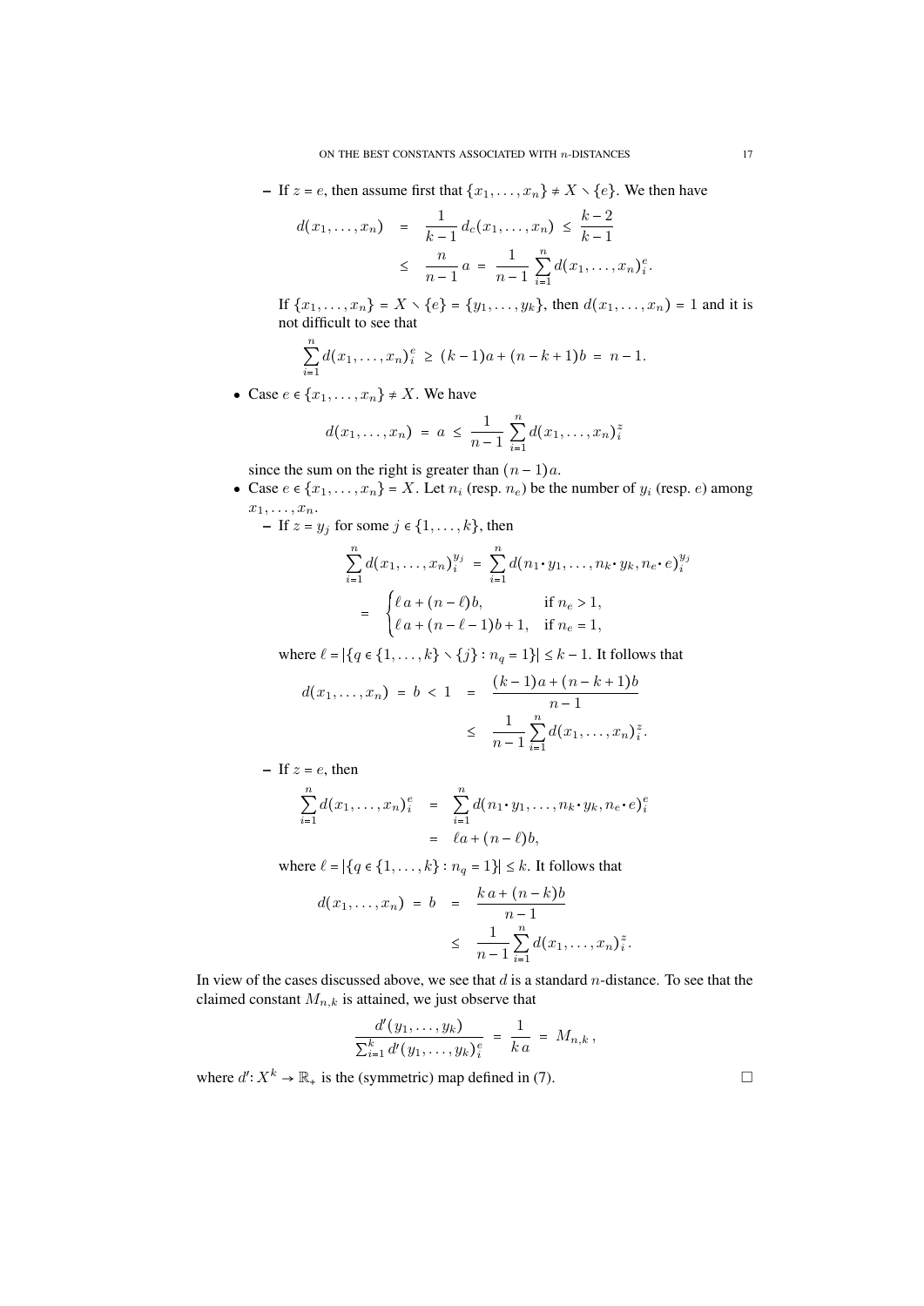– If $z = e$, then assume first that $\{x_1,\ldots,x_n\} \neq X \setminus \{e\}$. We then have

$$
\begin{aligned}
d(x_1,\ldots,x_n) &= \frac{1}{k-1}\, d_c(x_1,\ldots,x_n) \leq \frac{k-2}{k-1} \\
&\leq \frac{n}{n-1}\, a = \frac{1}{n-1}\sum_{i=1}^{n} d(x_1,\ldots,x_n)_i^e .
\end{aligned}
$$

If $\{x_1,\ldots,x_n\} = X \setminus \{e\} = \{y_1,\ldots,y_k\}$, then $d(x_1,\ldots,x_n) = 1$ and it is not difficult to see that

$$
\sum_{i=1}^{n} d(x_1,\ldots,x_n)_i^e \geq (k-1)a + (n-k+1)b = n-1.
$$

- Case $e \in \{x_1,\ldots,x_n\} \neq X$. We have

$$
d(x_1,\ldots,x_n) = a \leq \frac{1}{n-1}\sum_{i=1}^{n} d(x_1,\ldots,x_n)_i^z
$$

since the sum on the right is greater than $(n-1)a$.

- Case $e \in \{x_1,\ldots,x_n\} = X$. Let $n_i$ (resp. $n_e$) be the number of $y_i$ (resp. $e$) among $x_1,\ldots,x_n$.
  – If $z = y_j$ for some $j \in \{1,\ldots,k\}$, then

$$
\begin{aligned}
\sum_{i=1}^{n} d(x_1,\ldots,x_n)_i^{y_j} &= \sum_{i=1}^{n} d(n_1 \cdot y_1,\ldots,n_k \cdot y_k, n_e \cdot e)_i^{y_j} \\
&= \begin{cases} \ell\, a + (n-\ell) b, & \text{if } n_e > 1, \\ \ell\, a + (n-\ell-1)b + 1, & \text{if } n_e = 1, \end{cases}
\end{aligned}
$$

where $\ell = |\{q \in \{1,\ldots,k\} \setminus \{j\} : n_q = 1\}| \leq k-1$. It follows that

$$
\begin{aligned}
d(x_1,\ldots,x_n) = b < 1 &= \frac{(k-1)a + (n-k+1)b}{n-1} \\
&\leq \frac{1}{n-1}\sum_{i=1}^{n} d(x_1,\ldots,x_n)_i^z .
\end{aligned}
$$

  – If $z = e$, then

$$
\begin{aligned}
\sum_{i=1}^{n} d(x_1,\ldots,x_n)_i^e &= \sum_{i=1}^{n} d(n_1 \cdot y_1,\ldots,n_k \cdot y_k, n_e \cdot e)_i^e \\
&= \ell a + (n-\ell) b,
\end{aligned}
$$

where $\ell = |\{q \in \{1,\ldots,k\} : n_q = 1\}| \leq k$. It follows that

$$
\begin{aligned}
d(x_1,\ldots,x_n) = b &= \frac{k\, a + (n-k) b}{n-1} \\
&\leq \frac{1}{n-1}\sum_{i=1}^{n} d(x_1,\ldots,x_n)_i^z .
\end{aligned}
$$

In view of the cases discussed above, we see that $d$ is a standard $n$-distance. To see that the claimed constant $M_{n,k}$ is attained, we just observe that

$$
\frac{d'(y_1,\ldots,y_k)}{\sum_{i=1}^{k} d'(y_1,\ldots,y_k)_i^e} = \frac{1}{k\, a} = M_{n,k}\,,
$$

where $d' \colon X^k \to \mathbb{R}_+$ is the (symmetric) map defined in (7). □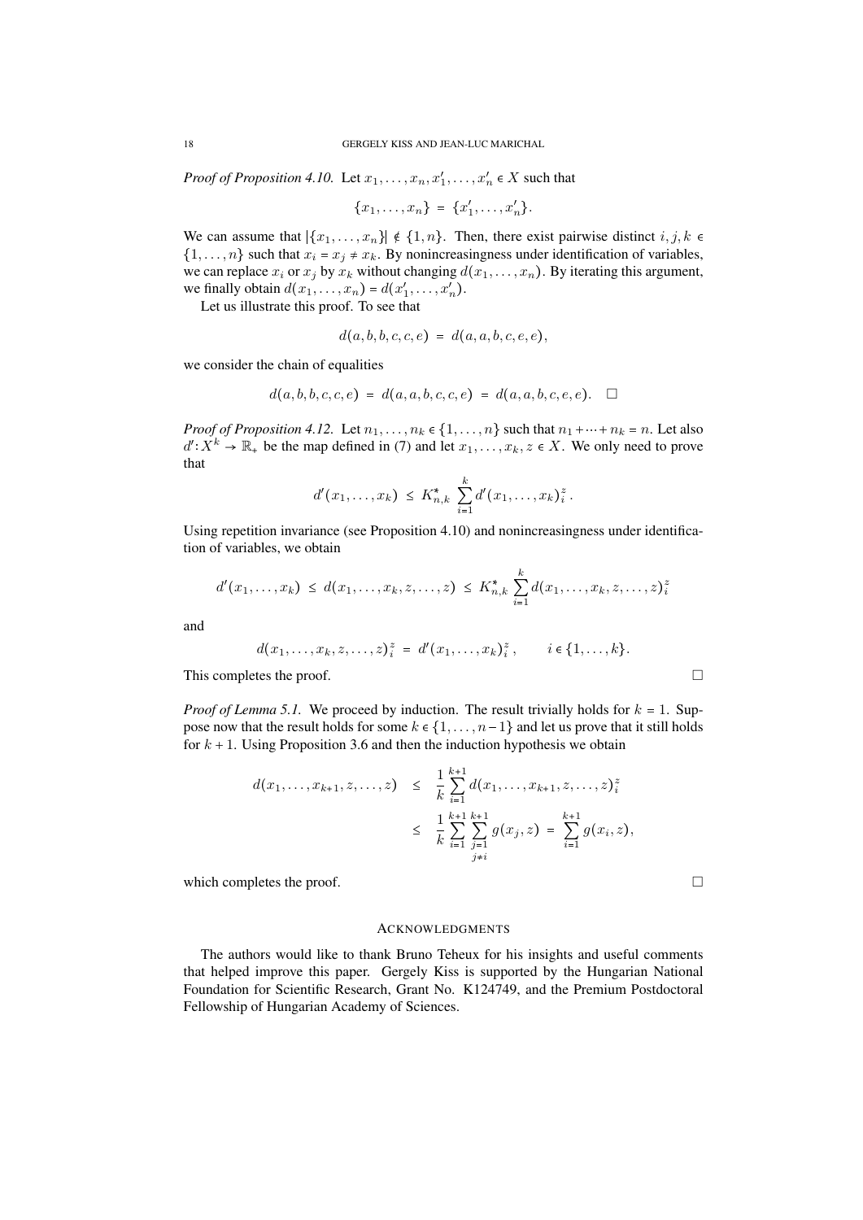*Proof of Proposition 4.10.* Let $x_1,\ldots,x_n,x'_1,\ldots,x'_n \in X$ such that

$$\{x_1,\ldots,x_n\} = \{x'_1,\ldots,x'_n\}.$$

We can assume that $|\{x_1,\ldots,x_n\}| \notin \{1,n\}$. Then, there exist pairwise distinct $i,j,k \in \{1,\ldots,n\}$ such that $x_i = x_j \neq x_k$. By nonincreasingness under identification of variables, we can replace $x_i$ or $x_j$ by $x_k$ without changing $d(x_1,\ldots,x_n)$. By iterating this argument, we finally obtain $d(x_1,\ldots,x_n) = d(x'_1,\ldots,x'_n)$.

Let us illustrate this proof. To see that

$$d(a,b,b,c,c,e) = d(a,a,b,c,e,e),$$

we consider the chain of equalities

$$d(a,b,b,c,c,e) = d(a,a,b,c,c,e) = d(a,a,b,c,e,e). \quad \square$$

*Proof of Proposition 4.12.* Let $n_1,\ldots,n_k \in \{1,\ldots,n\}$ such that $n_1+\cdots+n_k = n$. Let also $d'\colon X^k \to \mathbb{R}_+$ be the map defined in (7) and let $x_1,\ldots,x_k,z \in X$. We only need to prove that

$$d'(x_1,\ldots,x_k) \leq K^*_{n,k} \sum_{i=1}^{k} d'(x_1,\ldots,x_k)^z_i.$$

Using repetition invariance (see Proposition 4.10) and nonincreasingness under identification of variables, we obtain

$$d'(x_1,\ldots,x_k) \leq d(x_1,\ldots,x_k,z,\ldots,z) \leq K^*_{n,k} \sum_{i=1}^{k} d(x_1,\ldots,x_k,z,\ldots,z)^z_i$$

and

$$d(x_1,\ldots,x_k,z,\ldots,z)^z_i = d'(x_1,\ldots,x_k)^z_i, \qquad i \in \{1,\ldots,k\}.$$

This completes the proof. $\square$

*Proof of Lemma 5.1.* We proceed by induction. The result trivially holds for $k = 1$. Suppose now that the result holds for some $k \in \{1,\ldots,n-1\}$ and let us prove that it still holds for $k+1$. Using Proposition 3.6 and then the induction hypothesis we obtain

$$\begin{aligned} d(x_1,\ldots,x_{k+1},z,\ldots,z) &\leq \frac{1}{k}\sum_{i=1}^{k+1} d(x_1,\ldots,x_{k+1},z,\ldots,z)^z_i \\ &\leq \frac{1}{k}\sum_{i=1}^{k+1}\sum_{\substack{j=1\\ j\neq i}}^{k+1} g(x_j,z) = \sum_{i=1}^{k+1} g(x_i,z), \end{aligned}$$

which completes the proof. $\square$

## Acknowledgments

The authors would like to thank Bruno Teheux for his insights and useful comments that helped improve this paper. Gergely Kiss is supported by the Hungarian National Foundation for Scientific Research, Grant No. K124749, and the Premium Postdoctoral Fellowship of Hungarian Academy of Sciences.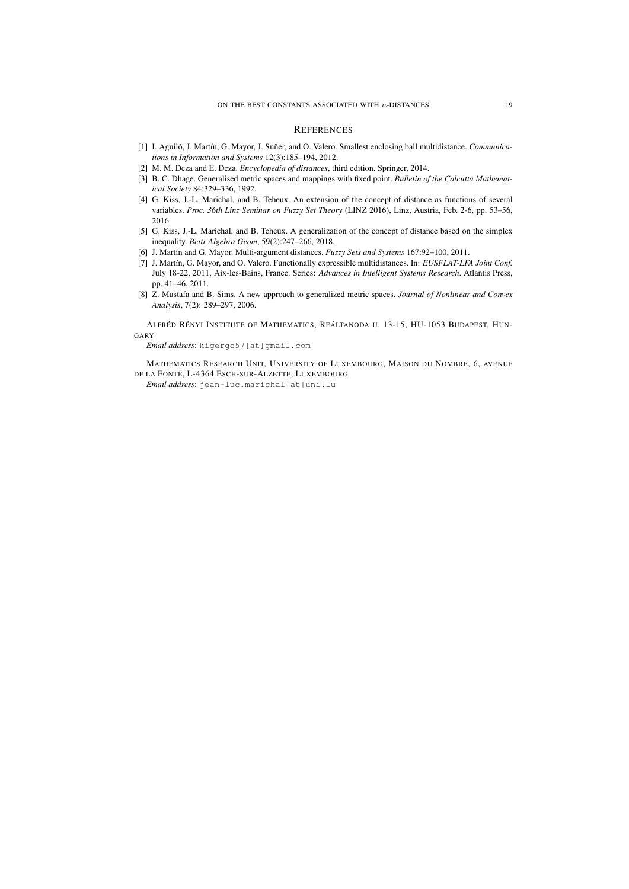## References

[1] I. Aguiló, J. Martín, G. Mayor, J. Suñer, and O. Valero. Smallest enclosing ball multidistance. *Communications in Information and Systems* 12(3):185–194, 2012.

[2] M. M. Deza and E. Deza. *Encyclopedia of distances*, third edition. Springer, 2014.

[3] B. C. Dhage. Generalised metric spaces and mappings with fixed point. *Bulletin of the Calcutta Mathematical Society* 84:329–336, 1992.

[4] G. Kiss, J.-L. Marichal, and B. Teheux. An extension of the concept of distance as functions of several variables. *Proc. 36th Linz Seminar on Fuzzy Set Theory* (LINZ 2016), Linz, Austria, Feb. 2-6, pp. 53–56, 2016.

[5] G. Kiss, J.-L. Marichal, and B. Teheux. A generalization of the concept of distance based on the simplex inequality. *Beitr Algebra Geom*, 59(2):247–266, 2018.

[6] J. Martín and G. Mayor. Multi-argument distances. *Fuzzy Sets and Systems* 167:92–100, 2011.

[7] J. Martín, G. Mayor, and O. Valero. Functionally expressible multidistances. In: *EUSFLAT-LFA Joint Conf.* July 18-22, 2011, Aix-les-Bains, France. Series: *Advances in Intelligent Systems Research*. Atlantis Press, pp. 41–46, 2011.

[8] Z. Mustafa and B. Sims. A new approach to generalized metric spaces. *Journal of Nonlinear and Convex Analysis*, 7(2): 289–297, 2006.

Alfréd Rényi Institute of Mathematics, Reáltanoda u. 13-15, HU-1053 Budapest, Hungary

*Email address*: kigergo57[at]gmail.com

Mathematics Research Unit, University of Luxembourg, Maison du Nombre, 6, avenue de la Fonte, L-4364 Esch-sur-Alzette, Luxembourg

*Email address*: jean-luc.marichal[at]uni.lu